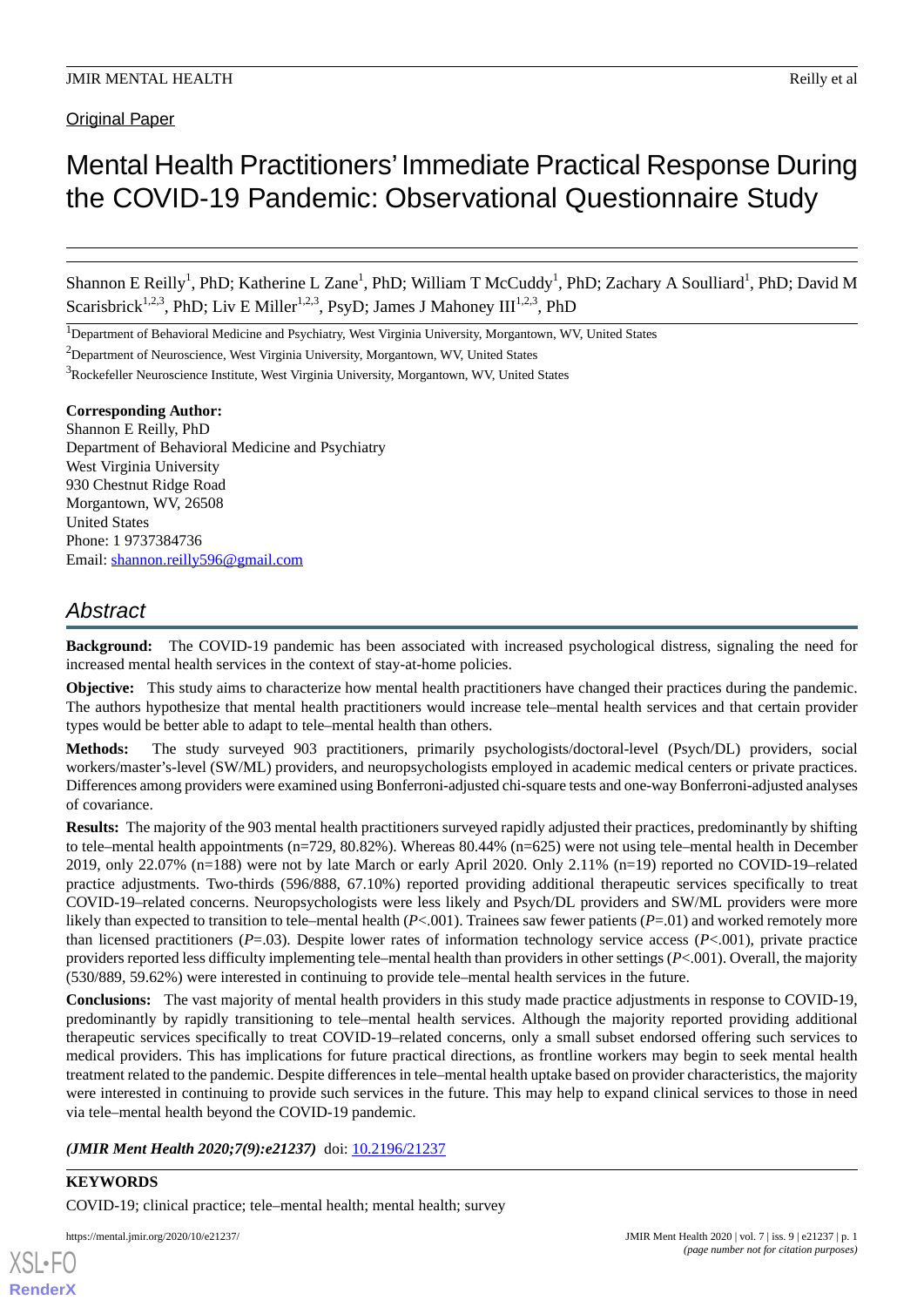Original Paper

# Mental Health Practitioners' Immediate Practical Response During the COVID-19 Pandemic: Observational Questionnaire Study

Shannon E Reilly[1], PhD; Katherine L Zane[1], PhD; William T McCuddy[1], PhD; Zachary A Soulliard[1], PhD; David M Scarisbrick[1,2,3], PhD; Liv E Miller[1,2,3], PsyD; James J Mahoney III[1,2,3], PhD

[1]Department of Behavioral Medicine and Psychiatry, West Virginia University, Morgantown, WV, United States

[2]Department of Neuroscience, West Virginia University, Morgantown, WV, United States

[3]Rockefeller Neuroscience Institute, West Virginia University, Morgantown, WV, United States

**Corresponding Author:**
Shannon E Reilly, PhD
Department of Behavioral Medicine and Psychiatry
West Virginia University
930 Chestnut Ridge Road
Morgantown, WV, 26508
United States
Phone: 1 9737384736
Email: shannon.reilly596@gmail.com

## Abstract

**Background:** The COVID-19 pandemic has been associated with increased psychological distress, signaling the need for increased mental health services in the context of stay-at-home policies.

**Objective:** This study aims to characterize how mental health practitioners have changed their practices during the pandemic. The authors hypothesize that mental health practitioners would increase tele–mental health services and that certain provider types would be better able to adapt to tele–mental health than others.

**Methods:** The study surveyed 903 practitioners, primarily psychologists/doctoral-level (Psych/DL) providers, social workers/master's-level (SW/ML) providers, and neuropsychologists employed in academic medical centers or private practices. Differences among providers were examined using Bonferroni-adjusted chi-square tests and one-way Bonferroni-adjusted analyses of covariance.

**Results:** The majority of the 903 mental health practitioners surveyed rapidly adjusted their practices, predominantly by shifting to tele–mental health appointments (n=729, 80.82%). Whereas 80.44% (n=625) were not using tele–mental health in December 2019, only 22.07% (n=188) were not by late March or early April 2020. Only 2.11% (n=19) reported no COVID-19–related practice adjustments. Two-thirds (596/888, 67.10%) reported providing additional therapeutic services specifically to treat COVID-19–related concerns. Neuropsychologists were less likely and Psych/DL providers and SW/ML providers were more likely than expected to transition to tele–mental health (*P*<.001). Trainees saw fewer patients (*P*=.01) and worked remotely more than licensed practitioners (*P*=.03). Despite lower rates of information technology service access (*P*<.001), private practice providers reported less difficulty implementing tele–mental health than providers in other settings (*P*<.001). Overall, the majority (530/889, 59.62%) were interested in continuing to provide tele–mental health services in the future.

**Conclusions:** The vast majority of mental health providers in this study made practice adjustments in response to COVID-19, predominantly by rapidly transitioning to tele–mental health services. Although the majority reported providing additional therapeutic services specifically to treat COVID-19–related concerns, only a small subset endorsed offering such services to medical providers. This has implications for future practical directions, as frontline workers may begin to seek mental health treatment related to the pandemic. Despite differences in tele–mental health uptake based on provider characteristics, the majority were interested in continuing to provide such services in the future. This may help to expand clinical services to those in need via tele–mental health beyond the COVID-19 pandemic.

***(JMIR Ment Health 2020;7(9):e21237)*** doi: 10.2196/21237

**KEYWORDS**

COVID-19; clinical practice; tele–mental health; mental health; survey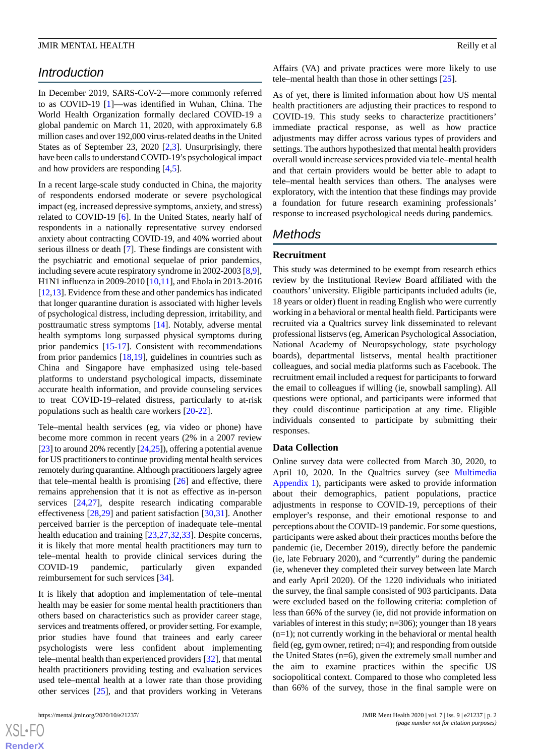## Introduction

In December 2019, SARS-CoV-2—more commonly referred to as COVID-19 [1]—was identified in Wuhan, China. The World Health Organization formally declared COVID-19 a global pandemic on March 11, 2020, with approximately 6.8 million cases and over 192,000 virus-related deaths in the United States as of September 23, 2020 [2,3]. Unsurprisingly, there have been calls to understand COVID-19's psychological impact and how providers are responding [4,5].

In a recent large-scale study conducted in China, the majority of respondents endorsed moderate or severe psychological impact (eg, increased depressive symptoms, anxiety, and stress) related to COVID-19 [6]. In the United States, nearly half of respondents in a nationally representative survey endorsed anxiety about contracting COVID-19, and 40% worried about serious illness or death [7]. These findings are consistent with the psychiatric and emotional sequelae of prior pandemics, including severe acute respiratory syndrome in 2002-2003 [8,9], H1N1 influenza in 2009-2010 [10,11], and Ebola in 2013-2016 [12,13]. Evidence from these and other pandemics has indicated that longer quarantine duration is associated with higher levels of psychological distress, including depression, irritability, and posttraumatic stress symptoms [14]. Notably, adverse mental health symptoms long surpassed physical symptoms during prior pandemics [15-17]. Consistent with recommendations from prior pandemics [18,19], guidelines in countries such as China and Singapore have emphasized using tele-based platforms to understand psychological impacts, disseminate accurate health information, and provide counseling services to treat COVID-19–related distress, particularly to at-risk populations such as health care workers [20-22].

Tele–mental health services (eg, via video or phone) have become more common in recent years (2% in a 2007 review [23] to around 20% recently [24,25]), offering a potential avenue for US practitioners to continue providing mental health services remotely during quarantine. Although practitioners largely agree that tele–mental health is promising [26] and effective, there remains apprehension that it is not as effective as in-person services [24,27], despite research indicating comparable effectiveness [28,29] and patient satisfaction [30,31]. Another perceived barrier is the perception of inadequate tele–mental health education and training [23,27,32,33]. Despite concerns, it is likely that more mental health practitioners may turn to tele–mental health to provide clinical services during the COVID-19 pandemic, particularly given expanded reimbursement for such services [34].

It is likely that adoption and implementation of tele–mental health may be easier for some mental health practitioners than others based on characteristics such as provider career stage, services and treatments offered, or provider setting. For example, prior studies have found that trainees and early career psychologists were less confident about implementing tele–mental health than experienced providers [32], that mental health practitioners providing testing and evaluation services used tele–mental health at a lower rate than those providing other services [25], and that providers working in Veterans Affairs (VA) and private practices were more likely to use tele–mental health than those in other settings [25].

As of yet, there is limited information about how US mental health practitioners are adjusting their practices to respond to COVID-19. This study seeks to characterize practitioners' immediate practical response, as well as how practice adjustments may differ across various types of providers and settings. The authors hypothesized that mental health providers overall would increase services provided via tele–mental health and that certain providers would be better able to adapt to tele–mental health services than others. The analyses were exploratory, with the intention that these findings may provide a foundation for future research examining professionals' response to increased psychological needs during pandemics.

## Methods

### Recruitment

This study was determined to be exempt from research ethics review by the Institutional Review Board affiliated with the coauthors' university. Eligible participants included adults (ie, 18 years or older) fluent in reading English who were currently working in a behavioral or mental health field. Participants were recruited via a Qualtrics survey link disseminated to relevant professional listservs (eg, American Psychological Association, National Academy of Neuropsychology, state psychology boards), departmental listservs, mental health practitioner colleagues, and social media platforms such as Facebook. The recruitment email included a request for participants to forward the email to colleagues if willing (ie, snowball sampling). All questions were optional, and participants were informed that they could discontinue participation at any time. Eligible individuals consented to participate by submitting their responses.

### Data Collection

Online survey data were collected from March 30, 2020, to April 10, 2020. In the Qualtrics survey (see Multimedia Appendix 1), participants were asked to provide information about their demographics, patient populations, practice adjustments in response to COVID-19, perceptions of their employer's response, and their emotional response to and perceptions about the COVID-19 pandemic. For some questions, participants were asked about their practices months before the pandemic (ie, December 2019), directly before the pandemic (ie, late February 2020), and "currently" during the pandemic (ie, whenever they completed their survey between late March and early April 2020). Of the 1220 individuals who initiated the survey, the final sample consisted of 903 participants. Data were excluded based on the following criteria: completion of less than 66% of the survey (ie, did not provide information on variables of interest in this study; n=306); younger than 18 years (n=1); not currently working in the behavioral or mental health field (eg, gym owner, retired; n=4); and responding from outside the United States (n=6), given the extremely small number and the aim to examine practices within the specific US sociopolitical context. Compared to those who completed less than 66% of the survey, those in the final sample were on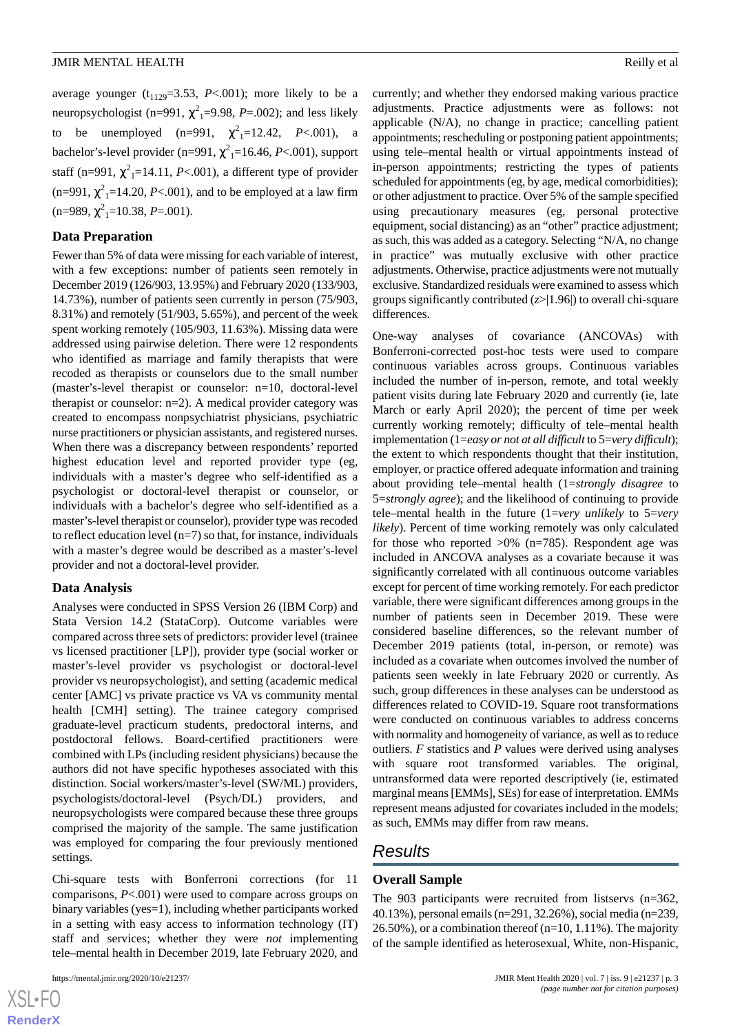average younger ($t_{1129}$=3.53, *P*<.001); more likely to be a neuropsychologist (n=991, $\chi^2_1$=9.98, *P*=.002); and less likely to be unemployed (n=991, $\chi^2_1$=12.42, *P*<.001), a bachelor's-level provider (n=991, $\chi^2_1$=16.46, *P*<.001), support staff (n=991, $\chi^2_1$=14.11, *P*<.001), a different type of provider (n=991, $\chi^2_1$=14.20, *P*<.001), and to be employed at a law firm (n=989, $\chi^2_1$=10.38, *P*=.001).

### Data Preparation

Fewer than 5% of data were missing for each variable of interest, with a few exceptions: number of patients seen remotely in December 2019 (126/903, 13.95%) and February 2020 (133/903, 14.73%), number of patients seen currently in person (75/903, 8.31%) and remotely (51/903, 5.65%), and percent of the week spent working remotely (105/903, 11.63%). Missing data were addressed using pairwise deletion. There were 12 respondents who identified as marriage and family therapists that were recoded as therapists or counselors due to the small number (master's-level therapist or counselor: n=10, doctoral-level therapist or counselor: n=2). A medical provider category was created to encompass nonpsychiatrist physicians, psychiatric nurse practitioners or physician assistants, and registered nurses. When there was a discrepancy between respondents' reported highest education level and reported provider type (eg, individuals with a master's degree who self-identified as a psychologist or doctoral-level therapist or counselor, or individuals with a bachelor's degree who self-identified as a master's-level therapist or counselor), provider type was recoded to reflect education level (n=7) so that, for instance, individuals with a master's degree would be described as a master's-level provider and not a doctoral-level provider.

### Data Analysis

Analyses were conducted in SPSS Version 26 (IBM Corp) and Stata Version 14.2 (StataCorp). Outcome variables were compared across three sets of predictors: provider level (trainee vs licensed practitioner [LP]), provider type (social worker or master's-level provider vs psychologist or doctoral-level provider vs neuropsychologist), and setting (academic medical center [AMC] vs private practice vs VA vs community mental health [CMH] setting). The trainee category comprised graduate-level practicum students, predoctoral interns, and postdoctoral fellows. Board-certified practitioners were combined with LPs (including resident physicians) because the authors did not have specific hypotheses associated with this distinction. Social workers/master's-level (SW/ML) providers, psychologists/doctoral-level (Psych/DL) providers, and neuropsychologists were compared because these three groups comprised the majority of the sample. The same justification was employed for comparing the four previously mentioned settings.

Chi-square tests with Bonferroni corrections (for 11 comparisons, *P*<.001) were used to compare across groups on binary variables (yes=1), including whether participants worked in a setting with easy access to information technology (IT) staff and services; whether they were *not* implementing tele–mental health in December 2019, late February 2020, and currently; and whether they endorsed making various practice adjustments. Practice adjustments were as follows: not applicable (N/A), no change in practice; cancelling patient appointments; rescheduling or postponing patient appointments; using tele–mental health or virtual appointments instead of in-person appointments; restricting the types of patients scheduled for appointments (eg, by age, medical comorbidities); or other adjustment to practice. Over 5% of the sample specified using precautionary measures (eg, personal protective equipment, social distancing) as an "other" practice adjustment; as such, this was added as a category. Selecting "N/A, no change in practice" was mutually exclusive with other practice adjustments. Otherwise, practice adjustments were not mutually exclusive. Standardized residuals were examined to assess which groups significantly contributed ($z$>|1.96|) to overall chi-square differences.

One-way analyses of covariance (ANCOVAs) with Bonferroni-corrected post-hoc tests were used to compare continuous variables across groups. Continuous variables included the number of in-person, remote, and total weekly patient visits during late February 2020 and currently (ie, late March or early April 2020); the percent of time per week currently working remotely; difficulty of tele–mental health implementation (1=*easy or not at all difficult* to 5=*very difficult*); the extent to which respondents thought that their institution, employer, or practice offered adequate information and training about providing tele–mental health (1=*strongly disagree* to 5=*strongly agree*); and the likelihood of continuing to provide tele–mental health in the future (1=*very unlikely* to 5=*very likely*). Percent of time working remotely was only calculated for those who reported >0% (n=785). Respondent age was included in ANCOVA analyses as a covariate because it was significantly correlated with all continuous outcome variables except for percent of time working remotely. For each predictor variable, there were significant differences among groups in the number of patients seen in December 2019. These were considered baseline differences, so the relevant number of December 2019 patients (total, in-person, or remote) was included as a covariate when outcomes involved the number of patients seen weekly in late February 2020 or currently. As such, group differences in these analyses can be understood as differences related to COVID-19. Square root transformations were conducted on continuous variables to address concerns with normality and homogeneity of variance, as well as to reduce outliers. *F* statistics and *P* values were derived using analyses with square root transformed variables. The original, untransformed data were reported descriptively (ie, estimated marginal means [EMMs], SEs) for ease of interpretation. EMMs represent means adjusted for covariates included in the models; as such, EMMs may differ from raw means.

## Results

### Overall Sample

The 903 participants were recruited from listservs (n=362, 40.13%), personal emails (n=291, 32.26%), social media (n=239, 26.50%), or a combination thereof (n=10, 1.11%). The majority of the sample identified as heterosexual, White, non-Hispanic,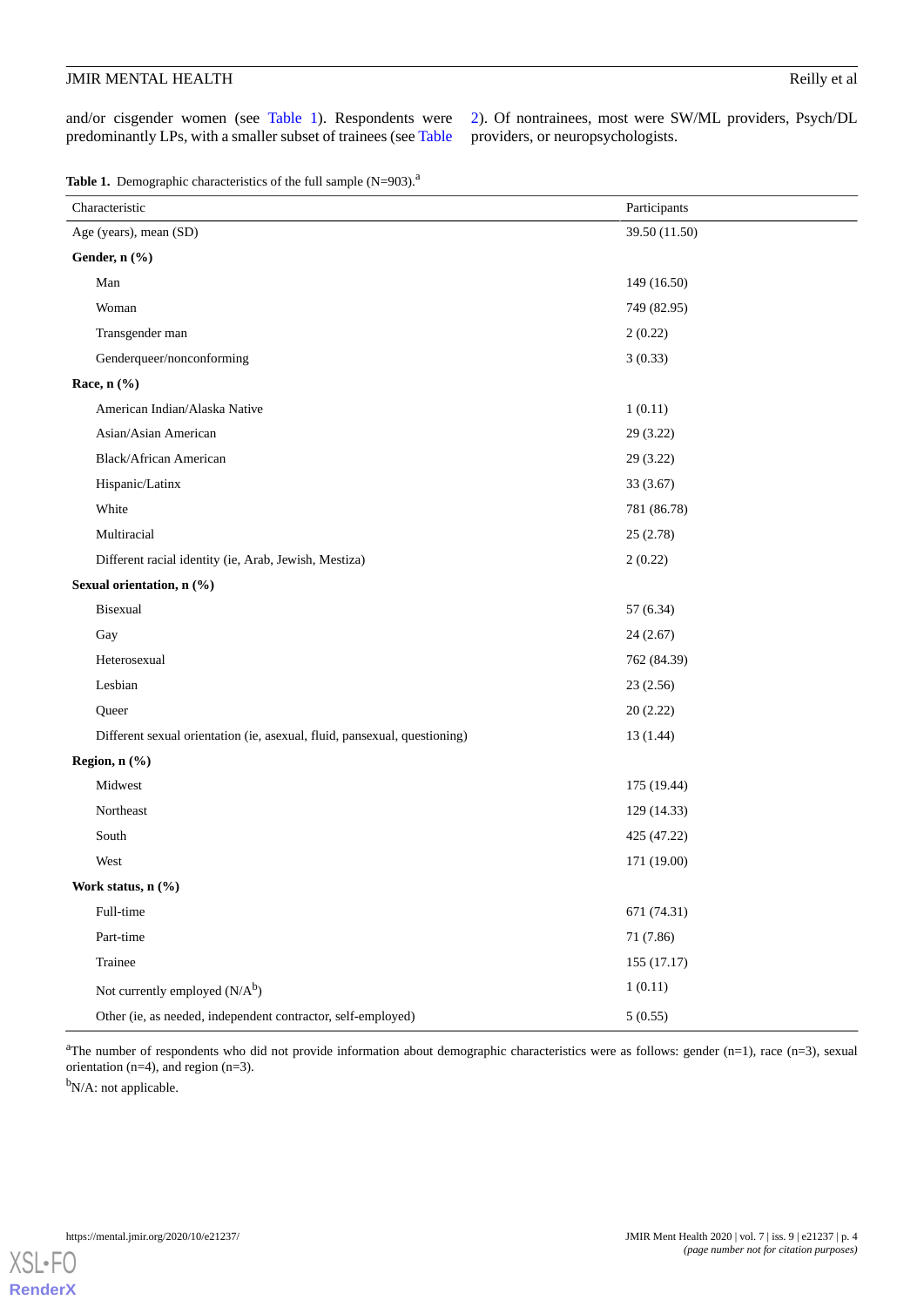and/or cisgender women (see Table 1). Respondents were predominantly LPs, with a smaller subset of trainees (see Table 2). Of nontrainees, most were SW/ML providers, Psych/DL providers, or neuropsychologists.

**Table 1.** Demographic characteristics of the full sample (N=903).[a]

| Characteristic | Participants |
|---|---|
| Age (years), mean (SD) | 39.50 (11.50) |
| **Gender, n (%)** | |
| Man | 149 (16.50) |
| Woman | 749 (82.95) |
| Transgender man | 2 (0.22) |
| Genderqueer/nonconforming | 3 (0.33) |
| **Race, n (%)** | |
| American Indian/Alaska Native | 1 (0.11) |
| Asian/Asian American | 29 (3.22) |
| Black/African American | 29 (3.22) |
| Hispanic/Latinx | 33 (3.67) |
| White | 781 (86.78) |
| Multiracial | 25 (2.78) |
| Different racial identity (ie, Arab, Jewish, Mestiza) | 2 (0.22) |
| **Sexual orientation, n (%)** | |
| Bisexual | 57 (6.34) |
| Gay | 24 (2.67) |
| Heterosexual | 762 (84.39) |
| Lesbian | 23 (2.56) |
| Queer | 20 (2.22) |
| Different sexual orientation (ie, asexual, fluid, pansexual, questioning) | 13 (1.44) |
| **Region, n (%)** | |
| Midwest | 175 (19.44) |
| Northeast | 129 (14.33) |
| South | 425 (47.22) |
| West | 171 (19.00) |
| **Work status, n (%)** | |
| Full-time | 671 (74.31) |
| Part-time | 71 (7.86) |
| Trainee | 155 (17.17) |
| Not currently employed (N/A[b]) | 1 (0.11) |
| Other (ie, as needed, independent contractor, self-employed) | 5 (0.55) |

[a]The number of respondents who did not provide information about demographic characteristics were as follows: gender (n=1), race (n=3), sexual orientation (n=4), and region (n=3).

[b]N/A: not applicable.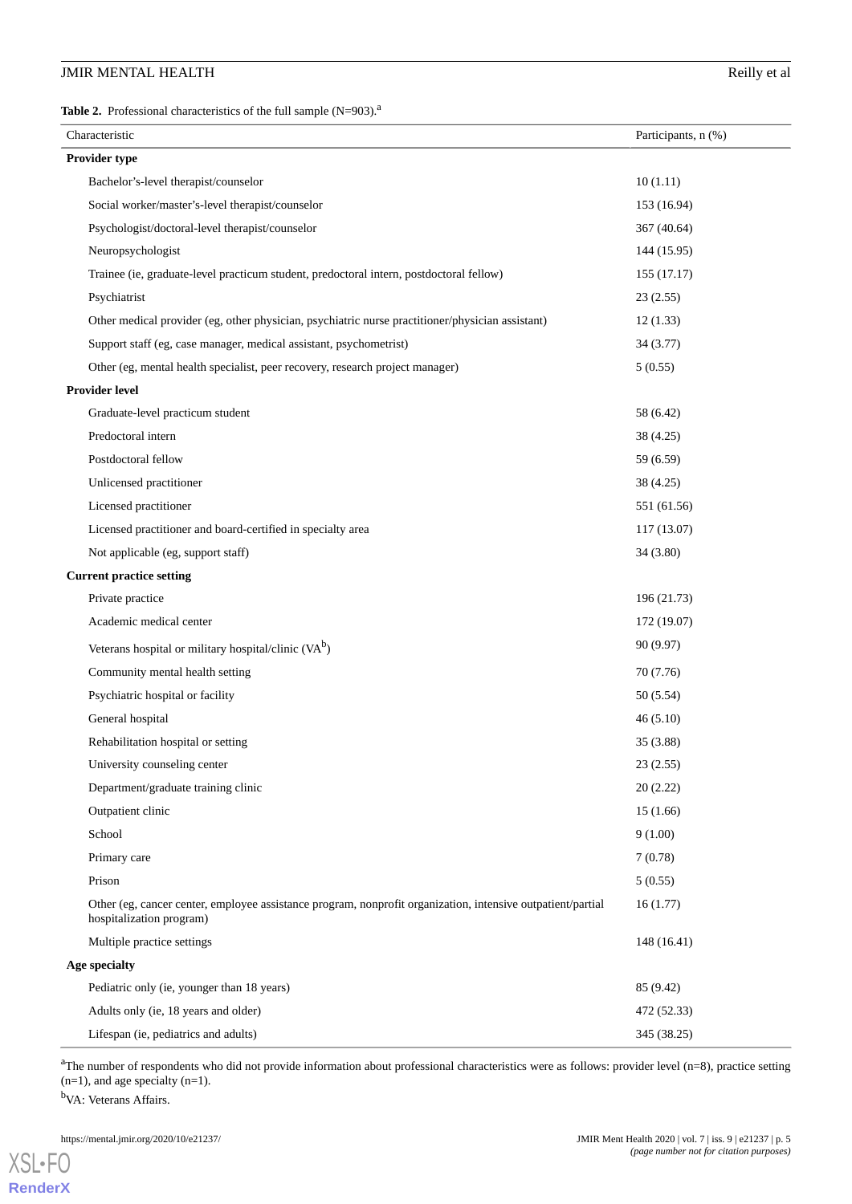**Table 2.** Professional characteristics of the full sample (N=903).[a]

| Characteristic | Participants, n (%) |
|---|---|
| **Provider type** | |
| Bachelor's-level therapist/counselor | 10 (1.11) |
| Social worker/master's-level therapist/counselor | 153 (16.94) |
| Psychologist/doctoral-level therapist/counselor | 367 (40.64) |
| Neuropsychologist | 144 (15.95) |
| Trainee (ie, graduate-level practicum student, predoctoral intern, postdoctoral fellow) | 155 (17.17) |
| Psychiatrist | 23 (2.55) |
| Other medical provider (eg, other physician, psychiatric nurse practitioner/physician assistant) | 12 (1.33) |
| Support staff (eg, case manager, medical assistant, psychometrist) | 34 (3.77) |
| Other (eg, mental health specialist, peer recovery, research project manager) | 5 (0.55) |
| **Provider level** | |
| Graduate-level practicum student | 58 (6.42) |
| Predoctoral intern | 38 (4.25) |
| Postdoctoral fellow | 59 (6.59) |
| Unlicensed practitioner | 38 (4.25) |
| Licensed practitioner | 551 (61.56) |
| Licensed practitioner and board-certified in specialty area | 117 (13.07) |
| Not applicable (eg, support staff) | 34 (3.80) |
| **Current practice setting** | |
| Private practice | 196 (21.73) |
| Academic medical center | 172 (19.07) |
| Veterans hospital or military hospital/clinic (VA[b]) | 90 (9.97) |
| Community mental health setting | 70 (7.76) |
| Psychiatric hospital or facility | 50 (5.54) |
| General hospital | 46 (5.10) |
| Rehabilitation hospital or setting | 35 (3.88) |
| University counseling center | 23 (2.55) |
| Department/graduate training clinic | 20 (2.22) |
| Outpatient clinic | 15 (1.66) |
| School | 9 (1.00) |
| Primary care | 7 (0.78) |
| Prison | 5 (0.55) |
| Other (eg, cancer center, employee assistance program, nonprofit organization, intensive outpatient/partial hospitalization program) | 16 (1.77) |
| Multiple practice settings | 148 (16.41) |
| **Age specialty** | |
| Pediatric only (ie, younger than 18 years) | 85 (9.42) |
| Adults only (ie, 18 years and older) | 472 (52.33) |
| Lifespan (ie, pediatrics and adults) | 345 (38.25) |

[a]The number of respondents who did not provide information about professional characteristics were as follows: provider level (n=8), practice setting (n=1), and age specialty (n=1).

[b]VA: Veterans Affairs.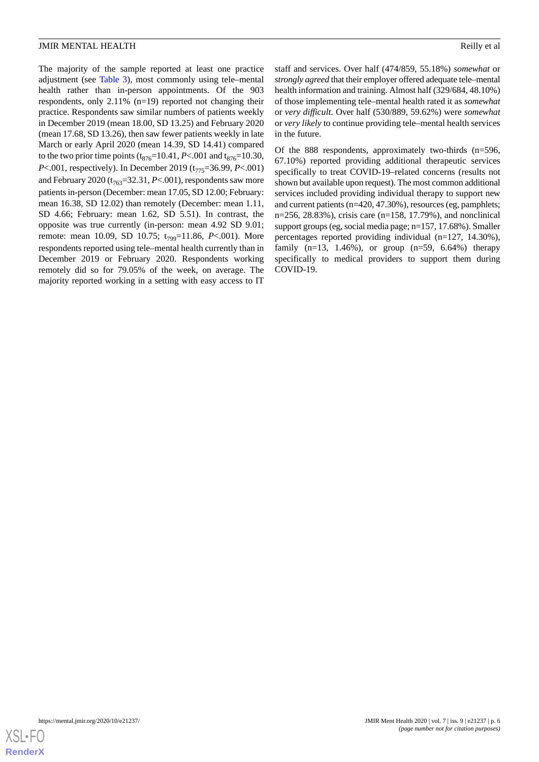The majority of the sample reported at least one practice adjustment (see Table 3), most commonly using tele–mental health rather than in-person appointments. Of the 903 respondents, only 2.11% (n=19) reported not changing their practice. Respondents saw similar numbers of patients weekly in December 2019 (mean 18.00, SD 13.25) and February 2020 (mean 17.68, SD 13.26), then saw fewer patients weekly in late March or early April 2020 (mean 14.39, SD 14.41) compared to the two prior time points ($t_{876}$=10.41, *P*<.001 and $t_{876}$=10.30, *P*<.001, respectively). In December 2019 ($t_{775}$=36.99, *P*<.001) and February 2020 ($t_{763}$=32.31, *P*<.001), respondents saw more patients in-person (December: mean 17.05, SD 12.00; February: mean 16.38, SD 12.02) than remotely (December: mean 1.11, SD 4.66; February: mean 1.62, SD 5.51). In contrast, the opposite was true currently (in-person: mean 4.92 SD 9.01; remote: mean 10.09, SD 10.75; $t_{799}$=11.86, *P*<.001). More respondents reported using tele–mental health currently than in December 2019 or February 2020. Respondents working remotely did so for 79.05% of the week, on average. The majority reported working in a setting with easy access to IT staff and services. Over half (474/859, 55.18%) *somewhat* or *strongly agreed* that their employer offered adequate tele–mental health information and training. Almost half (329/684, 48.10%) of those implementing tele–mental health rated it as *somewhat* or *very difficult*. Over half (530/889, 59.62%) were *somewhat* or *very likely* to continue providing tele–mental health services in the future.

Of the 888 respondents, approximately two-thirds (n=596, 67.10%) reported providing additional therapeutic services specifically to treat COVID-19–related concerns (results not shown but available upon request). The most common additional services included providing individual therapy to support new and current patients (n=420, 47.30%), resources (eg, pamphlets; n=256, 28.83%), crisis care (n=158, 17.79%), and nonclinical support groups (eg, social media page; n=157, 17.68%). Smaller percentages reported providing individual (n=127, 14.30%), family (n=13, 1.46%), or group (n=59, 6.64%) therapy specifically to medical providers to support them during COVID-19.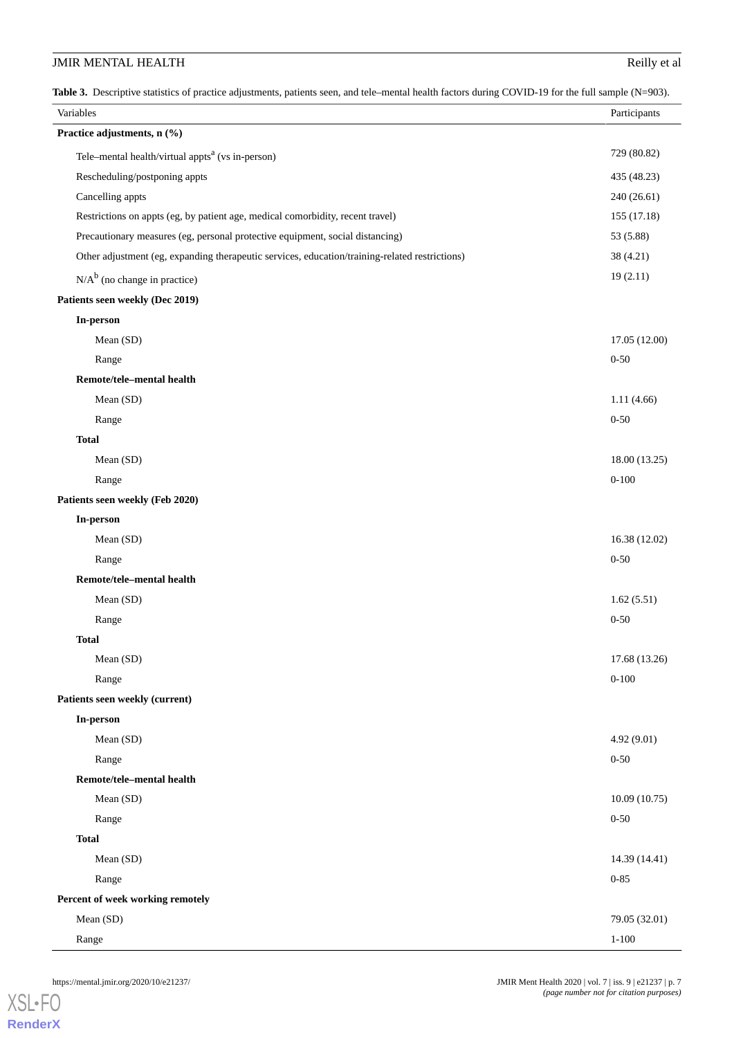**Table 3.** Descriptive statistics of practice adjustments, patients seen, and tele–mental health factors during COVID-19 for the full sample (N=903).

| Variables | Participants |
|---|---|
| **Practice adjustments, n (%)** | |
| Tele–mental health/virtual appts[a] (vs in-person) | 729 (80.82) |
| Rescheduling/postponing appts | 435 (48.23) |
| Cancelling appts | 240 (26.61) |
| Restrictions on appts (eg, by patient age, medical comorbidity, recent travel) | 155 (17.18) |
| Precautionary measures (eg, personal protective equipment, social distancing) | 53 (5.88) |
| Other adjustment (eg, expanding therapeutic services, education/training-related restrictions) | 38 (4.21) |
| N/A[b] (no change in practice) | 19 (2.11) |
| **Patients seen weekly (Dec 2019)** | |
| **In-person** | |
| Mean (SD) | 17.05 (12.00) |
| Range | 0-50 |
| **Remote/tele–mental health** | |
| Mean (SD) | 1.11 (4.66) |
| Range | 0-50 |
| **Total** | |
| Mean (SD) | 18.00 (13.25) |
| Range | 0-100 |
| **Patients seen weekly (Feb 2020)** | |
| **In-person** | |
| Mean (SD) | 16.38 (12.02) |
| Range | 0-50 |
| **Remote/tele–mental health** | |
| Mean (SD) | 1.62 (5.51) |
| Range | 0-50 |
| **Total** | |
| Mean (SD) | 17.68 (13.26) |
| Range | 0-100 |
| **Patients seen weekly (current)** | |
| **In-person** | |
| Mean (SD) | 4.92 (9.01) |
| Range | 0-50 |
| **Remote/tele–mental health** | |
| Mean (SD) | 10.09 (10.75) |
| Range | 0-50 |
| **Total** | |
| Mean (SD) | 14.39 (14.41) |
| Range | 0-85 |
| **Percent of week working remotely** | |
| Mean (SD) | 79.05 (32.01) |
| Range | 1-100 |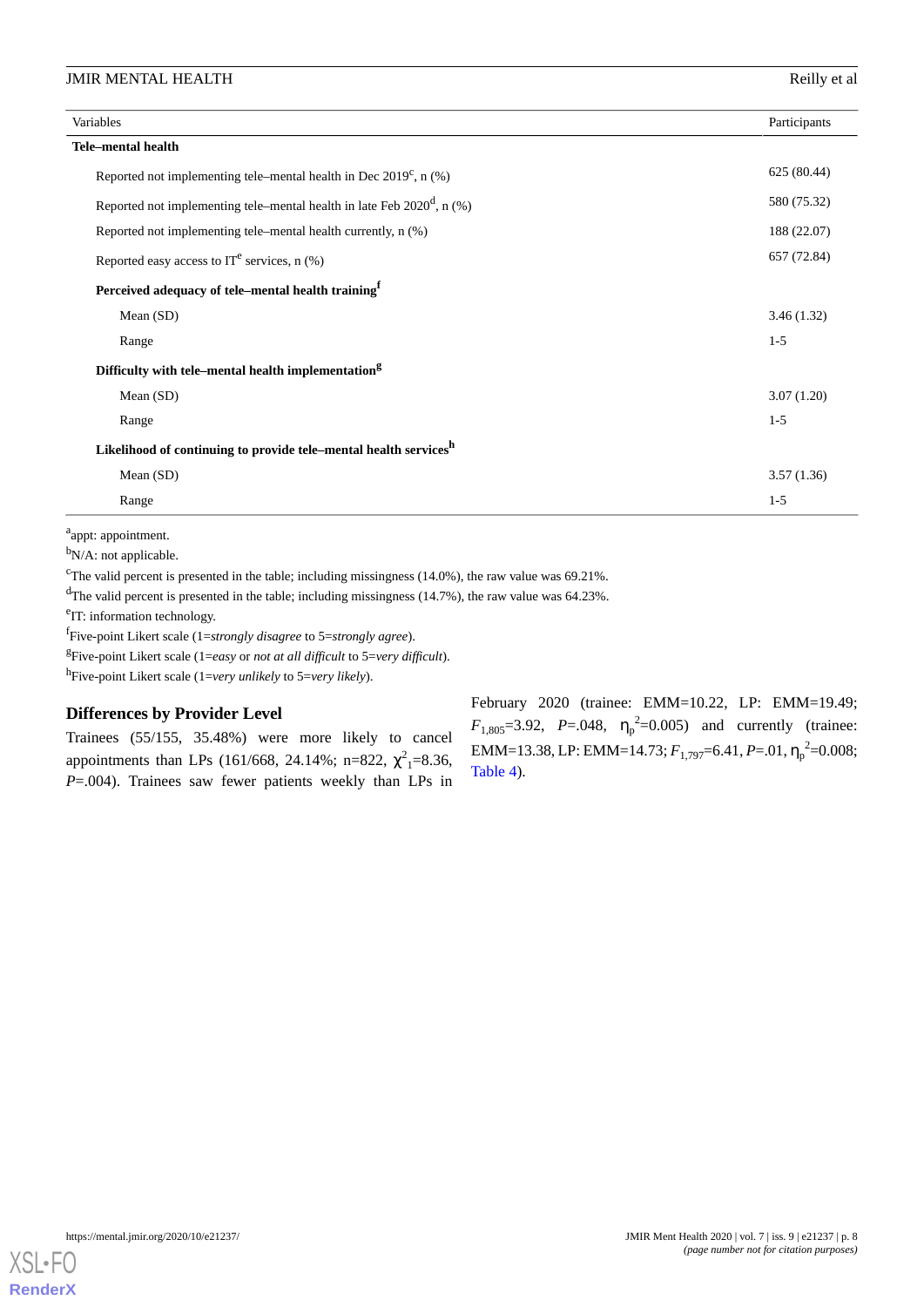| Variables | Participants |
|---|---|
| **Tele–mental health** | |
| Reported not implementing tele–mental health in Dec 2019[c], n (%) | 625 (80.44) |
| Reported not implementing tele–mental health in late Feb 2020[d], n (%) | 580 (75.32) |
| Reported not implementing tele–mental health currently, n (%) | 188 (22.07) |
| Reported easy access to IT[e] services, n (%) | 657 (72.84) |
| **Perceived adequacy of tele–mental health training[f]** | |
| Mean (SD) | 3.46 (1.32) |
| Range | 1-5 |
| **Difficulty with tele–mental health implementation[g]** | |
| Mean (SD) | 3.07 (1.20) |
| Range | 1-5 |
| **Likelihood of continuing to provide tele–mental health services[h]** | |
| Mean (SD) | 3.57 (1.36) |
| Range | 1-5 |

[a]appt: appointment.

[b]N/A: not applicable.

[c]The valid percent is presented in the table; including missingness (14.0%), the raw value was 69.21%.

[d]The valid percent is presented in the table; including missingness (14.7%), the raw value was 64.23%.

[e]IT: information technology.

[f]Five-point Likert scale (1=*strongly disagree* to 5=*strongly agree*).

[g]Five-point Likert scale (1=*easy* or *not at all difficult* to 5=*very difficult*).

[h]Five-point Likert scale (1=*very unlikely* to 5=*very likely*).

### Differences by Provider Level

Trainees (55/155, 35.48%) were more likely to cancel appointments than LPs (161/668, 24.14%; n=822, $\chi^2_1$=8.36, *P*=.004). Trainees saw fewer patients weekly than LPs in February 2020 (trainee: EMM=10.22, LP: EMM=19.49; $F_{1,805}$=3.92, *P*=.048, $\eta_p^2$=0.005) and currently (trainee: EMM=13.38, LP: EMM=14.73; $F_{1,797}$=6.41, *P*=.01, $\eta_p^2$=0.008; Table 4).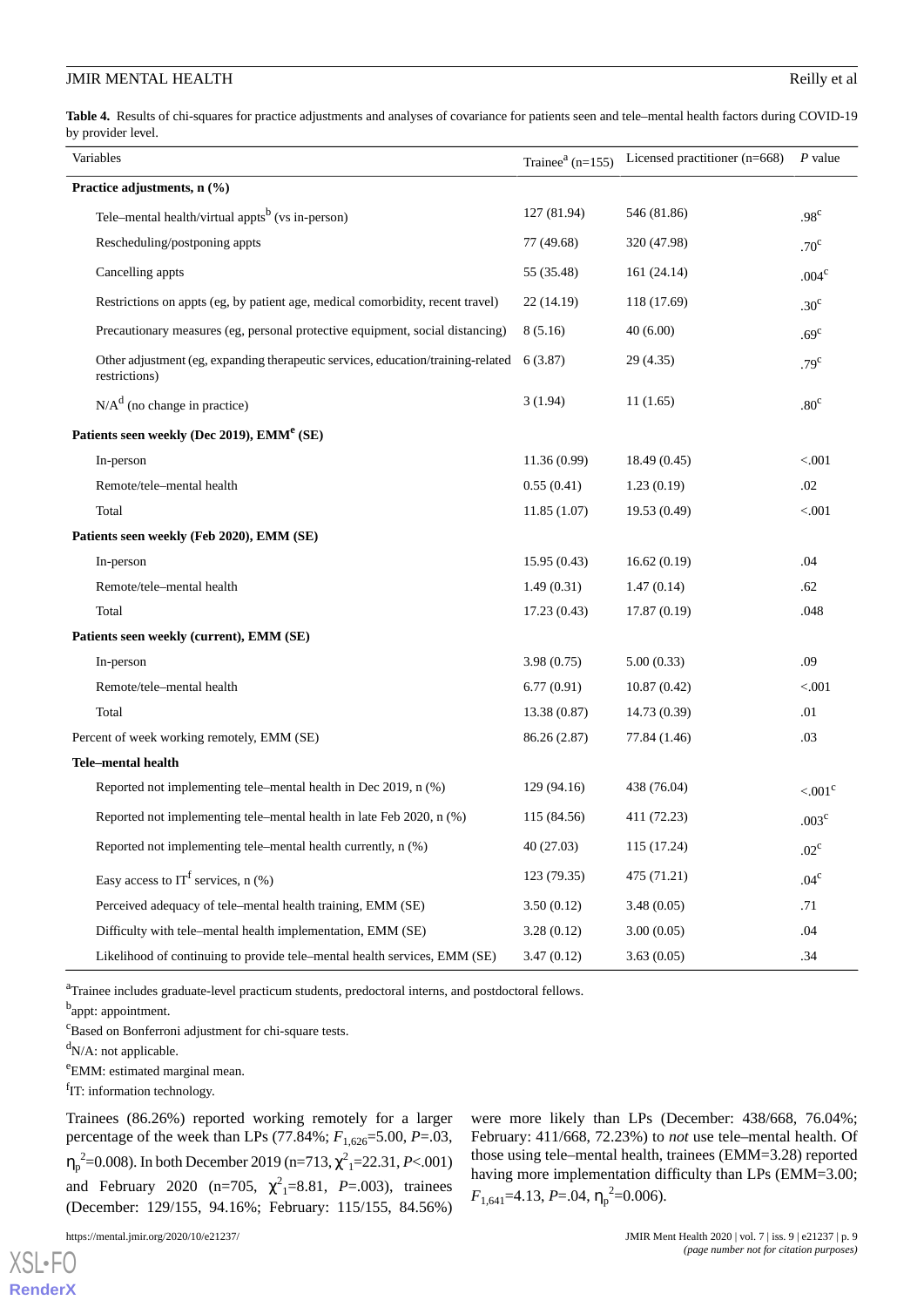**Table 4.** Results of chi-squares for practice adjustments and analyses of covariance for patients seen and tele–mental health factors during COVID-19 by provider level.

| Variables | Trainee[a] (n=155) | Licensed practitioner (n=668) | *P* value |
|---|---|---|---|
| **Practice adjustments, n (%)** | | | |
| Tele–mental health/virtual appts[b] (vs in-person) | 127 (81.94) | 546 (81.86) | .98[c] |
| Rescheduling/postponing appts | 77 (49.68) | 320 (47.98) | .70[c] |
| Cancelling appts | 55 (35.48) | 161 (24.14) | .004[c] |
| Restrictions on appts (eg, by patient age, medical comorbidity, recent travel) | 22 (14.19) | 118 (17.69) | .30[c] |
| Precautionary measures (eg, personal protective equipment, social distancing) | 8 (5.16) | 40 (6.00) | .69[c] |
| Other adjustment (eg, expanding therapeutic services, education/training-related restrictions) | 6 (3.87) | 29 (4.35) | .79[c] |
| N/A[d] (no change in practice) | 3 (1.94) | 11 (1.65) | .80[c] |
| **Patients seen weekly (Dec 2019), EMM[e] (SE)** | | | |
| In-person | 11.36 (0.99) | 18.49 (0.45) | <.001 |
| Remote/tele–mental health | 0.55 (0.41) | 1.23 (0.19) | .02 |
| Total | 11.85 (1.07) | 19.53 (0.49) | <.001 |
| **Patients seen weekly (Feb 2020), EMM (SE)** | | | |
| In-person | 15.95 (0.43) | 16.62 (0.19) | .04 |
| Remote/tele–mental health | 1.49 (0.31) | 1.47 (0.14) | .62 |
| Total | 17.23 (0.43) | 17.87 (0.19) | .048 |
| **Patients seen weekly (current), EMM (SE)** | | | |
| In-person | 3.98 (0.75) | 5.00 (0.33) | .09 |
| Remote/tele–mental health | 6.77 (0.91) | 10.87 (0.42) | <.001 |
| Total | 13.38 (0.87) | 14.73 (0.39) | .01 |
| Percent of week working remotely, EMM (SE) | 86.26 (2.87) | 77.84 (1.46) | .03 |
| **Tele–mental health** | | | |
| Reported not implementing tele–mental health in Dec 2019, n (%) | 129 (94.16) | 438 (76.04) | <.001[c] |
| Reported not implementing tele–mental health in late Feb 2020, n (%) | 115 (84.56) | 411 (72.23) | .003[c] |
| Reported not implementing tele–mental health currently, n (%) | 40 (27.03) | 115 (17.24) | .02[c] |
| Easy access to IT[f] services, n (%) | 123 (79.35) | 475 (71.21) | .04[c] |
| Perceived adequacy of tele–mental health training, EMM (SE) | 3.50 (0.12) | 3.48 (0.05) | .71 |
| Difficulty with tele–mental health implementation, EMM (SE) | 3.28 (0.12) | 3.00 (0.05) | .04 |
| Likelihood of continuing to provide tele–mental health services, EMM (SE) | 3.47 (0.12) | 3.63 (0.05) | .34 |

[a]Trainee includes graduate-level practicum students, predoctoral interns, and postdoctoral fellows.

[b]appt: appointment.

[c]Based on Bonferroni adjustment for chi-square tests.

[d]N/A: not applicable.

[e]EMM: estimated marginal mean.

[f]IT: information technology.

Trainees (86.26%) reported working remotely for a larger percentage of the week than LPs (77.84%; $F_{1,626}$=5.00, *P*=.03, $\eta_p^2$=0.008). In both December 2019 (n=713, $\chi^2_1$=22.31, *P*<.001) and February 2020 (n=705, $\chi^2_1$=8.81, *P*=.003), trainees (December: 129/155, 94.16%; February: 115/155, 84.56%) were more likely than LPs (December: 438/668, 76.04%; February: 411/668, 72.23%) to *not* use tele–mental health. Of those using tele–mental health, trainees (EMM=3.28) reported having more implementation difficulty than LPs (EMM=3.00; $F_{1,641}$=4.13, *P*=.04, $\eta_p^2$=0.006).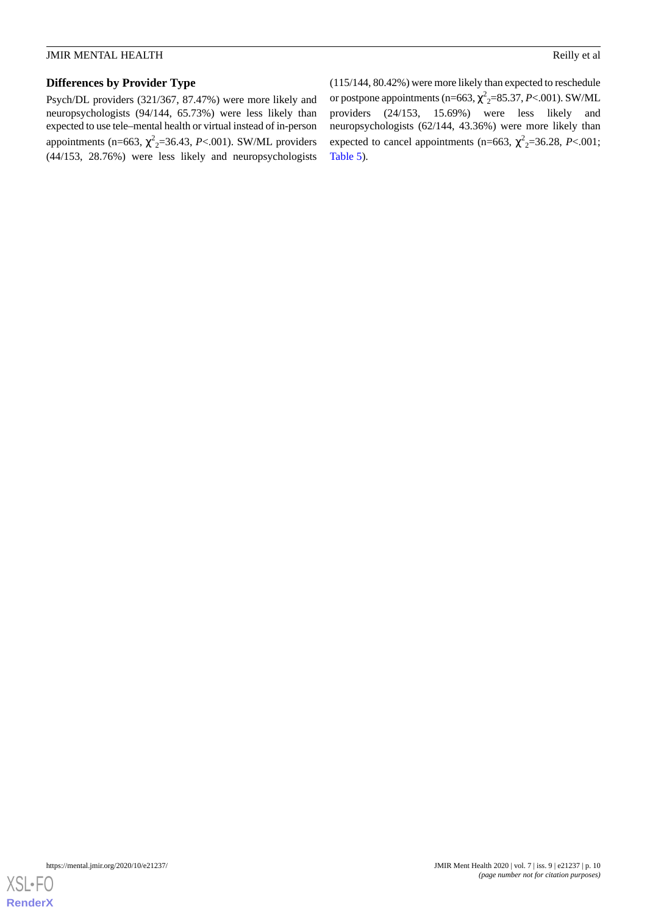### Differences by Provider Type

Psych/DL providers (321/367, 87.47%) were more likely and neuropsychologists (94/144, 65.73%) were less likely than expected to use tele–mental health or virtual instead of in-person appointments (n=663, $\chi^2_2$=36.43, *P*<.001). SW/ML providers (44/153, 28.76%) were less likely and neuropsychologists (115/144, 80.42%) were more likely than expected to reschedule or postpone appointments (n=663, $\chi^2_2$=85.37, *P*<.001). SW/ML providers (24/153, 15.69%) were less likely and neuropsychologists (62/144, 43.36%) were more likely than expected to cancel appointments (n=663, $\chi^2_2$=36.28, *P*<.001; Table 5).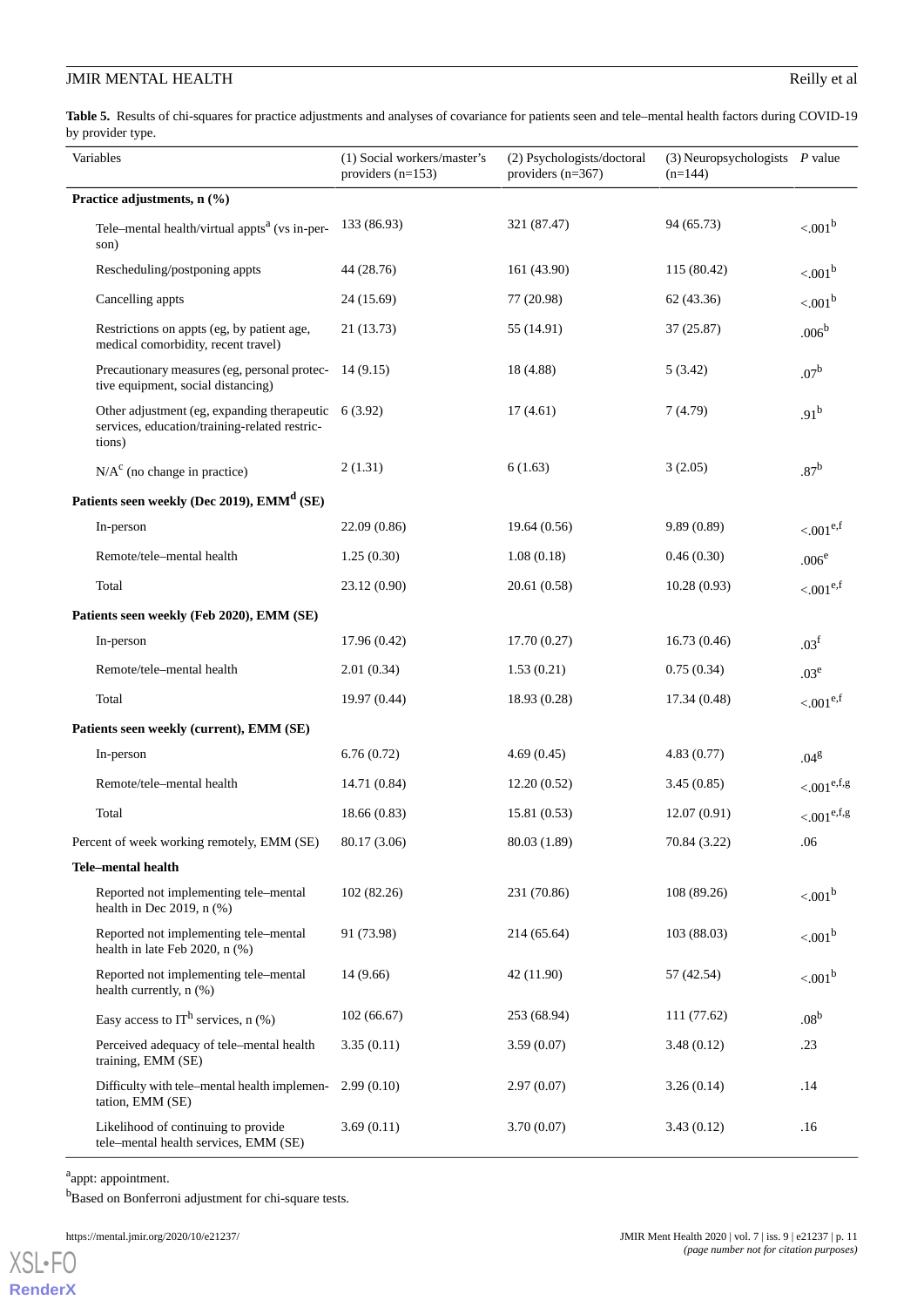**Table 5.** Results of chi-squares for practice adjustments and analyses of covariance for patients seen and tele–mental health factors during COVID-19 by provider type.

| Variables | (1) Social workers/master's providers (n=153) | (2) Psychologists/doctoral providers (n=367) | (3) Neuropsychologists (n=144) | *P* value |
|---|---|---|---|---|
| **Practice adjustments, n (%)** | | | | |
| Tele–mental health/virtual appts[a] (vs in-person) | 133 (86.93) | 321 (87.47) | 94 (65.73) | <.001[b] |
| Rescheduling/postponing appts | 44 (28.76) | 161 (43.90) | 115 (80.42) | <.001[b] |
| Cancelling appts | 24 (15.69) | 77 (20.98) | 62 (43.36) | <.001[b] |
| Restrictions on appts (eg, by patient age, medical comorbidity, recent travel) | 21 (13.73) | 55 (14.91) | 37 (25.87) | .006[b] |
| Precautionary measures (eg, personal protective equipment, social distancing) | 14 (9.15) | 18 (4.88) | 5 (3.42) | .07[b] |
| Other adjustment (eg, expanding therapeutic services, education/training-related restrictions) | 6 (3.92) | 17 (4.61) | 7 (4.79) | .91[b] |
| N/A[c] (no change in practice) | 2 (1.31) | 6 (1.63) | 3 (2.05) | .87[b] |
| **Patients seen weekly (Dec 2019), EMM[d] (SE)** | | | | |
| In-person | 22.09 (0.86) | 19.64 (0.56) | 9.89 (0.89) | <.001[e,f] |
| Remote/tele–mental health | 1.25 (0.30) | 1.08 (0.18) | 0.46 (0.30) | .006[e] |
| Total | 23.12 (0.90) | 20.61 (0.58) | 10.28 (0.93) | <.001[e,f] |
| **Patients seen weekly (Feb 2020), EMM (SE)** | | | | |
| In-person | 17.96 (0.42) | 17.70 (0.27) | 16.73 (0.46) | .03[f] |
| Remote/tele–mental health | 2.01 (0.34) | 1.53 (0.21) | 0.75 (0.34) | .03[e] |
| Total | 19.97 (0.44) | 18.93 (0.28) | 17.34 (0.48) | <.001[e,f] |
| **Patients seen weekly (current), EMM (SE)** | | | | |
| In-person | 6.76 (0.72) | 4.69 (0.45) | 4.83 (0.77) | .04[g] |
| Remote/tele–mental health | 14.71 (0.84) | 12.20 (0.52) | 3.45 (0.85) | <.001[e,f,g] |
| Total | 18.66 (0.83) | 15.81 (0.53) | 12.07 (0.91) | <.001[e,f,g] |
| Percent of week working remotely, EMM (SE) | 80.17 (3.06) | 80.03 (1.89) | 70.84 (3.22) | .06 |
| **Tele–mental health** | | | | |
| Reported not implementing tele–mental health in Dec 2019, n (%) | 102 (82.26) | 231 (70.86) | 108 (89.26) | <.001[b] |
| Reported not implementing tele–mental health in late Feb 2020, n (%) | 91 (73.98) | 214 (65.64) | 103 (88.03) | <.001[b] |
| Reported not implementing tele–mental health currently, n (%) | 14 (9.66) | 42 (11.90) | 57 (42.54) | <.001[b] |
| Easy access to IT[h] services, n (%) | 102 (66.67) | 253 (68.94) | 111 (77.62) | .08[b] |
| Perceived adequacy of tele–mental health training, EMM (SE) | 3.35 (0.11) | 3.59 (0.07) | 3.48 (0.12) | .23 |
| Difficulty with tele–mental health implementation, EMM (SE) | 2.99 (0.10) | 2.97 (0.07) | 3.26 (0.14) | .14 |
| Likelihood of continuing to provide tele–mental health services, EMM (SE) | 3.69 (0.11) | 3.70 (0.07) | 3.43 (0.12) | .16 |

[a]appt: appointment.

[b]Based on Bonferroni adjustment for chi-square tests.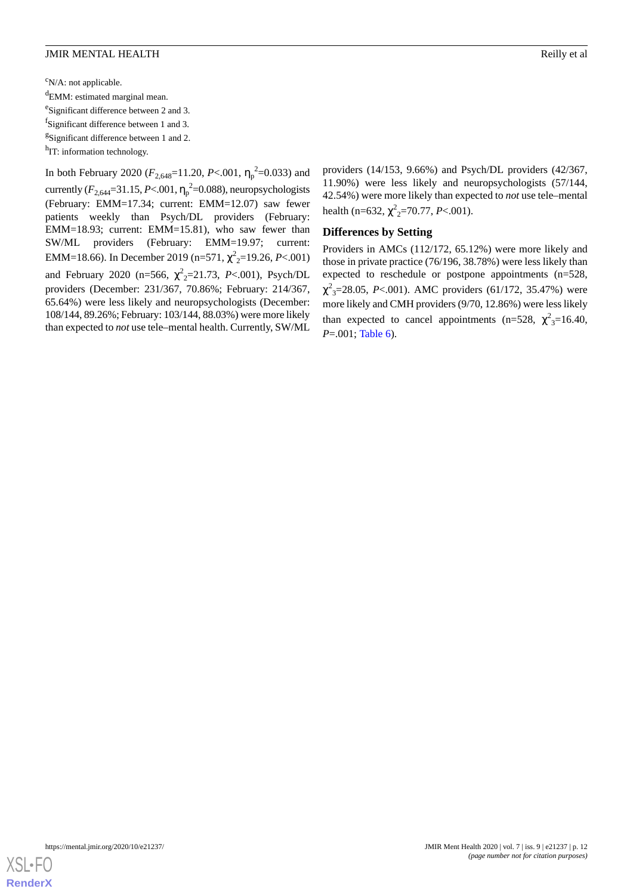[c]N/A: not applicable.

[d]EMM: estimated marginal mean.

[e]Significant difference between 2 and 3.

[f]Significant difference between 1 and 3.

[g]Significant difference between 1 and 2.

[h]IT: information technology.

In both February 2020 ($F_{2,648}$=11.20, $P$<.001, $\eta_p^2$=0.033) and currently ($F_{2,644}$=31.15, $P$<.001, $\eta_p^2$=0.088), neuropsychologists (February: EMM=17.34; current: EMM=12.07) saw fewer patients weekly than Psych/DL providers (February: EMM=18.93; current: EMM=15.81), who saw fewer than SW/ML providers (February: EMM=19.97; current: EMM=18.66). In December 2019 (n=571, $\chi^2_2$=19.26, $P$<.001) and February 2020 (n=566, $\chi^2_2$=21.73, $P$<.001), Psych/DL providers (December: 231/367, 70.86%; February: 214/367, 65.64%) were less likely and neuropsychologists (December: 108/144, 89.26%; February: 103/144, 88.03%) were more likely than expected to *not* use tele–mental health. Currently, SW/ML providers (14/153, 9.66%) and Psych/DL providers (42/367, 11.90%) were less likely and neuropsychologists (57/144, 42.54%) were more likely than expected to *not* use tele–mental health (n=632, $\chi^2_2$=70.77, $P$<.001).

### Differences by Setting

Providers in AMCs (112/172, 65.12%) were more likely and those in private practice (76/196, 38.78%) were less likely than expected to reschedule or postpone appointments (n=528, $\chi^2_3$=28.05, $P$<.001). AMC providers (61/172, 35.47%) were more likely and CMH providers (9/70, 12.86%) were less likely than expected to cancel appointments (n=528, $\chi^2_3$=16.40, $P$=.001; Table 6).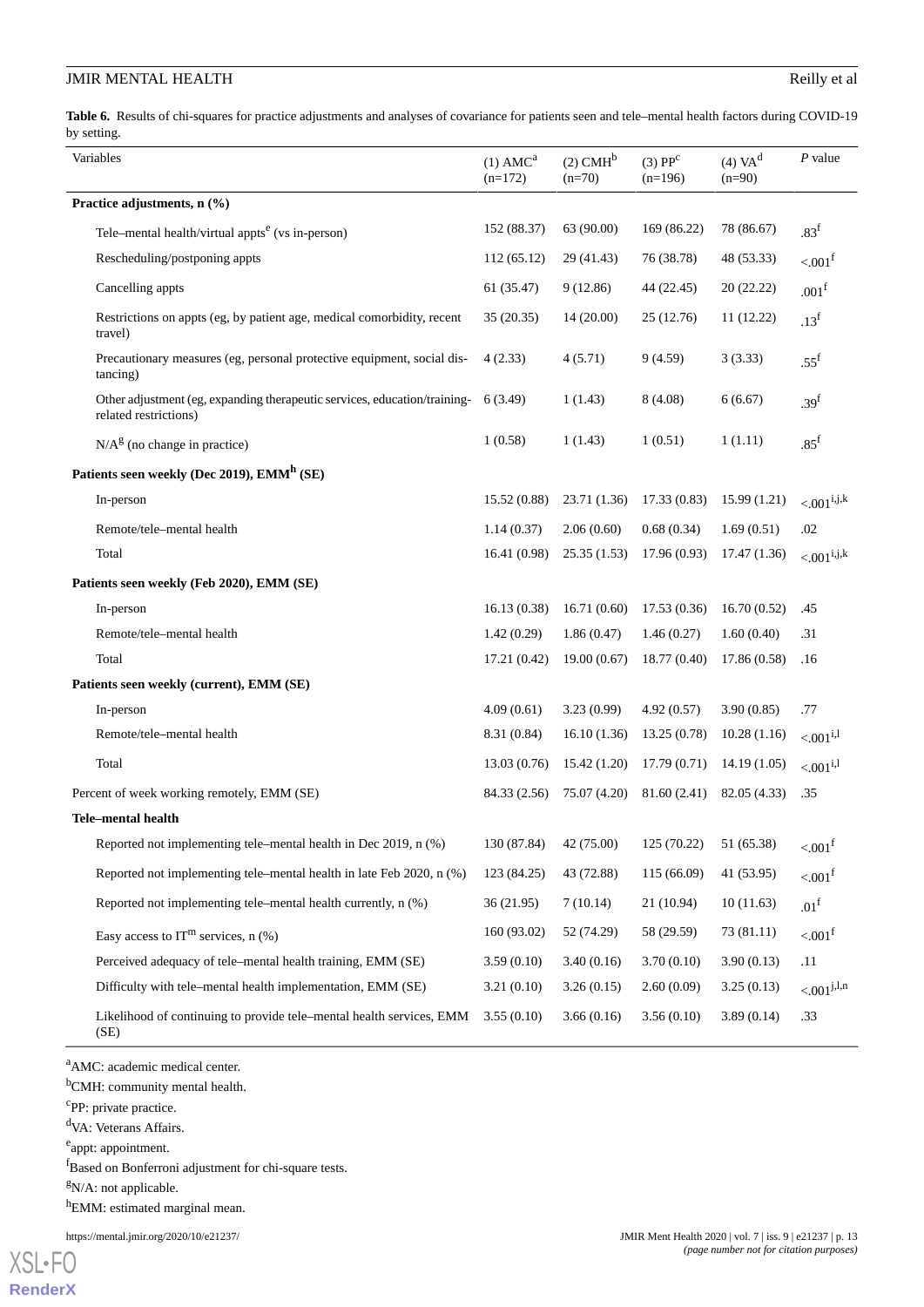**Table 6.** Results of chi-squares for practice adjustments and analyses of covariance for patients seen and tele–mental health factors during COVID-19 by setting.

| Variables | (1) AMC[a] (n=172) | (2) CMH[b] (n=70) | (3) PP[c] (n=196) | (4) VA[d] (n=90) | *P* value |
|---|---|---|---|---|---|
| **Practice adjustments, n (%)** | | | | | |
| Tele–mental health/virtual appts[e] (vs in-person) | 152 (88.37) | 63 (90.00) | 169 (86.22) | 78 (86.67) | .83[f] |
| Rescheduling/postponing appts | 112 (65.12) | 29 (41.43) | 76 (38.78) | 48 (53.33) | <.001[f] |
| Cancelling appts | 61 (35.47) | 9 (12.86) | 44 (22.45) | 20 (22.22) | .001[f] |
| Restrictions on appts (eg, by patient age, medical comorbidity, recent travel) | 35 (20.35) | 14 (20.00) | 25 (12.76) | 11 (12.22) | .13[f] |
| Precautionary measures (eg, personal protective equipment, social distancing) | 4 (2.33) | 4 (5.71) | 9 (4.59) | 3 (3.33) | .55[f] |
| Other adjustment (eg, expanding therapeutic services, education/training-related restrictions) | 6 (3.49) | 1 (1.43) | 8 (4.08) | 6 (6.67) | .39[f] |
| N/A[g] (no change in practice) | 1 (0.58) | 1 (1.43) | 1 (0.51) | 1 (1.11) | .85[f] |
| **Patients seen weekly (Dec 2019), EMM[h] (SE)** | | | | | |
| In-person | 15.52 (0.88) | 23.71 (1.36) | 17.33 (0.83) | 15.99 (1.21) | <.001[i,j,k] |
| Remote/tele–mental health | 1.14 (0.37) | 2.06 (0.60) | 0.68 (0.34) | 1.69 (0.51) | .02 |
| Total | 16.41 (0.98) | 25.35 (1.53) | 17.96 (0.93) | 17.47 (1.36) | <.001[i,j,k] |
| **Patients seen weekly (Feb 2020), EMM (SE)** | | | | | |
| In-person | 16.13 (0.38) | 16.71 (0.60) | 17.53 (0.36) | 16.70 (0.52) | .45 |
| Remote/tele–mental health | 1.42 (0.29) | 1.86 (0.47) | 1.46 (0.27) | 1.60 (0.40) | .31 |
| Total | 17.21 (0.42) | 19.00 (0.67) | 18.77 (0.40) | 17.86 (0.58) | .16 |
| **Patients seen weekly (current), EMM (SE)** | | | | | |
| In-person | 4.09 (0.61) | 3.23 (0.99) | 4.92 (0.57) | 3.90 (0.85) | .77 |
| Remote/tele–mental health | 8.31 (0.84) | 16.10 (1.36) | 13.25 (0.78) | 10.28 (1.16) | <.001[i,l] |
| Total | 13.03 (0.76) | 15.42 (1.20) | 17.79 (0.71) | 14.19 (1.05) | <.001[i,l] |
| Percent of week working remotely, EMM (SE) | 84.33 (2.56) | 75.07 (4.20) | 81.60 (2.41) | 82.05 (4.33) | .35 |
| **Tele–mental health** | | | | | |
| Reported not implementing tele–mental health in Dec 2019, n (%) | 130 (87.84) | 42 (75.00) | 125 (70.22) | 51 (65.38) | <.001[f] |
| Reported not implementing tele–mental health in late Feb 2020, n (%) | 123 (84.25) | 43 (72.88) | 115 (66.09) | 41 (53.95) | <.001[f] |
| Reported not implementing tele–mental health currently, n (%) | 36 (21.95) | 7 (10.14) | 21 (10.94) | 10 (11.63) | .01[f] |
| Easy access to IT[m] services, n (%) | 160 (93.02) | 52 (74.29) | 58 (29.59) | 73 (81.11) | <.001[f] |
| Perceived adequacy of tele–mental health training, EMM (SE) | 3.59 (0.10) | 3.40 (0.16) | 3.70 (0.10) | 3.90 (0.13) | .11 |
| Difficulty with tele–mental health implementation, EMM (SE) | 3.21 (0.10) | 3.26 (0.15) | 2.60 (0.09) | 3.25 (0.13) | <.001[j,l,n] |
| Likelihood of continuing to provide tele–mental health services, EMM (SE) | 3.55 (0.10) | 3.66 (0.16) | 3.56 (0.10) | 3.89 (0.14) | .33 |

[a]AMC: academic medical center.

[b]CMH: community mental health.

[c]PP: private practice.

[d]VA: Veterans Affairs.

[e]appt: appointment.

[f]Based on Bonferroni adjustment for chi-square tests.

[g]N/A: not applicable.

[h]EMM: estimated marginal mean.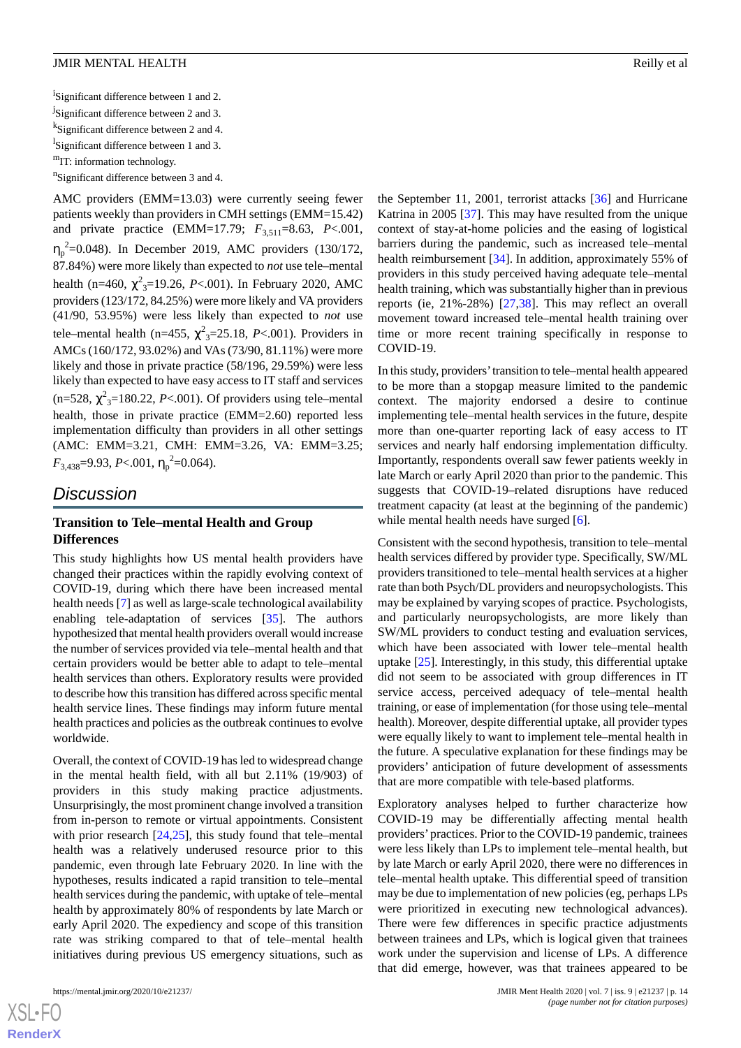[i]Significant difference between 1 and 2.

[j]Significant difference between 2 and 3.

[k]Significant difference between 2 and 4.

[l]Significant difference between 1 and 3.

[m]IT: information technology.

[n]Significant difference between 3 and 4.

AMC providers (EMM=13.03) were currently seeing fewer patients weekly than providers in CMH settings (EMM=15.42) and private practice (EMM=17.79; $F_{3,511}$=8.63, *P*<.001, $\eta_p^2$=0.048). In December 2019, AMC providers (130/172, 87.84%) were more likely than expected to *not* use tele–mental health (n=460, $\chi^2_3$=19.26, *P*<.001). In February 2020, AMC providers (123/172, 84.25%) were more likely and VA providers (41/90, 53.95%) were less likely than expected to *not* use tele–mental health (n=455, $\chi^2_3$=25.18, *P*<.001). Providers in AMCs (160/172, 93.02%) and VAs (73/90, 81.11%) were more likely and those in private practice (58/196, 29.59%) were less likely than expected to have easy access to IT staff and services (n=528, $\chi^2_3$=180.22, *P*<.001). Of providers using tele–mental health, those in private practice (EMM=2.60) reported less implementation difficulty than providers in all other settings (AMC: EMM=3.21, CMH: EMM=3.26, VA: EMM=3.25; $F_{3,438}$=9.93, *P*<.001, $\eta_p^2$=0.064).

## Discussion

### Transition to Tele–mental Health and Group Differences

This study highlights how US mental health providers have changed their practices within the rapidly evolving context of COVID-19, during which there have been increased mental health needs [7] as well as large-scale technological availability enabling tele-adaptation of services [35]. The authors hypothesized that mental health providers overall would increase the number of services provided via tele–mental health and that certain providers would be better able to adapt to tele–mental health services than others. Exploratory results were provided to describe how this transition has differed across specific mental health service lines. These findings may inform future mental health practices and policies as the outbreak continues to evolve worldwide.

Overall, the context of COVID-19 has led to widespread change in the mental health field, with all but 2.11% (19/903) of providers in this study making practice adjustments. Unsurprisingly, the most prominent change involved a transition from in-person to remote or virtual appointments. Consistent with prior research [24,25], this study found that tele–mental health was a relatively underused resource prior to this pandemic, even through late February 2020. In line with the hypotheses, results indicated a rapid transition to tele–mental health services during the pandemic, with uptake of tele–mental health by approximately 80% of respondents by late March or early April 2020. The expediency and scope of this transition rate was striking compared to that of tele–mental health initiatives during previous US emergency situations, such as the September 11, 2001, terrorist attacks [36] and Hurricane Katrina in 2005 [37]. This may have resulted from the unique context of stay-at-home policies and the easing of logistical barriers during the pandemic, such as increased tele–mental health reimbursement [34]. In addition, approximately 55% of providers in this study perceived having adequate tele–mental health training, which was substantially higher than in previous reports (ie, 21%-28%) [27,38]. This may reflect an overall movement toward increased tele–mental health training over time or more recent training specifically in response to COVID-19.

In this study, providers' transition to tele–mental health appeared to be more than a stopgap measure limited to the pandemic context. The majority endorsed a desire to continue implementing tele–mental health services in the future, despite more than one-quarter reporting lack of easy access to IT services and nearly half endorsing implementation difficulty. Importantly, respondents overall saw fewer patients weekly in late March or early April 2020 than prior to the pandemic. This suggests that COVID-19–related disruptions have reduced treatment capacity (at least at the beginning of the pandemic) while mental health needs have surged [6].

Consistent with the second hypothesis, transition to tele–mental health services differed by provider type. Specifically, SW/ML providers transitioned to tele–mental health services at a higher rate than both Psych/DL providers and neuropsychologists. This may be explained by varying scopes of practice. Psychologists, and particularly neuropsychologists, are more likely than SW/ML providers to conduct testing and evaluation services, which have been associated with lower tele–mental health uptake [25]. Interestingly, in this study, this differential uptake did not seem to be associated with group differences in IT service access, perceived adequacy of tele–mental health training, or ease of implementation (for those using tele–mental health). Moreover, despite differential uptake, all provider types were equally likely to want to implement tele–mental health in the future. A speculative explanation for these findings may be providers' anticipation of future development of assessments that are more compatible with tele-based platforms.

Exploratory analyses helped to further characterize how COVID-19 may be differentially affecting mental health providers' practices. Prior to the COVID-19 pandemic, trainees were less likely than LPs to implement tele–mental health, but by late March or early April 2020, there were no differences in tele–mental health uptake. This differential speed of transition may be due to implementation of new policies (eg, perhaps LPs were prioritized in executing new technological advances). There were few differences in specific practice adjustments between trainees and LPs, which is logical given that trainees work under the supervision and license of LPs. A difference that did emerge, however, was that trainees appeared to be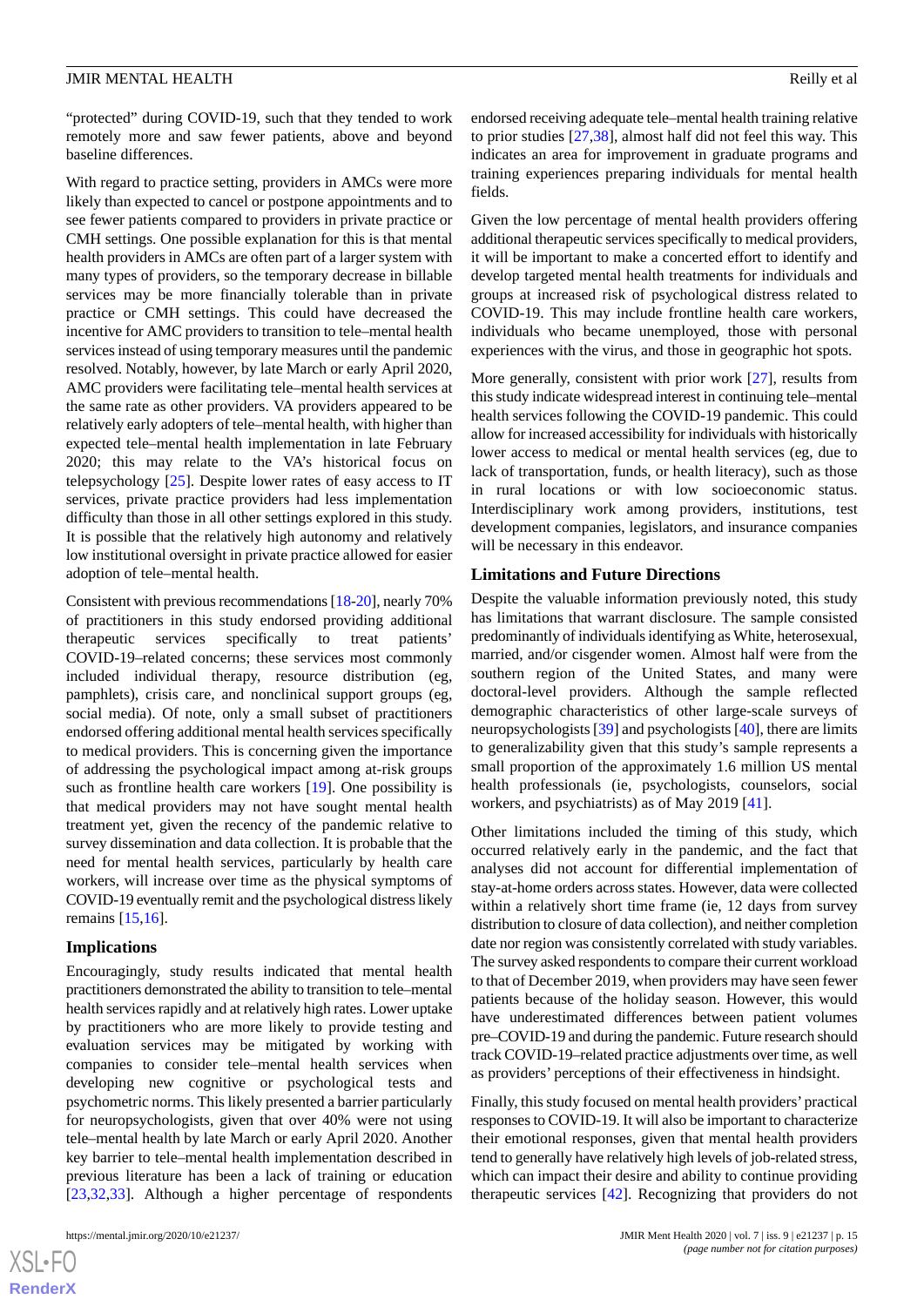"protected" during COVID-19, such that they tended to work remotely more and saw fewer patients, above and beyond baseline differences.

With regard to practice setting, providers in AMCs were more likely than expected to cancel or postpone appointments and to see fewer patients compared to providers in private practice or CMH settings. One possible explanation for this is that mental health providers in AMCs are often part of a larger system with many types of providers, so the temporary decrease in billable services may be more financially tolerable than in private practice or CMH settings. This could have decreased the incentive for AMC providers to transition to tele–mental health services instead of using temporary measures until the pandemic resolved. Notably, however, by late March or early April 2020, AMC providers were facilitating tele–mental health services at the same rate as other providers. VA providers appeared to be relatively early adopters of tele–mental health, with higher than expected tele–mental health implementation in late February 2020; this may relate to the VA's historical focus on telepsychology [25]. Despite lower rates of easy access to IT services, private practice providers had less implementation difficulty than those in all other settings explored in this study. It is possible that the relatively high autonomy and relatively low institutional oversight in private practice allowed for easier adoption of tele–mental health.

Consistent with previous recommendations [18-20], nearly 70% of practitioners in this study endorsed providing additional therapeutic services specifically to treat patients' COVID-19–related concerns; these services most commonly included individual therapy, resource distribution (eg, pamphlets), crisis care, and nonclinical support groups (eg, social media). Of note, only a small subset of practitioners endorsed offering additional mental health services specifically to medical providers. This is concerning given the importance of addressing the psychological impact among at-risk groups such as frontline health care workers [19]. One possibility is that medical providers may not have sought mental health treatment yet, given the recency of the pandemic relative to survey dissemination and data collection. It is probable that the need for mental health services, particularly by health care workers, will increase over time as the physical symptoms of COVID-19 eventually remit and the psychological distress likely remains [15,16].

### Implications

Encouragingly, study results indicated that mental health practitioners demonstrated the ability to transition to tele–mental health services rapidly and at relatively high rates. Lower uptake by practitioners who are more likely to provide testing and evaluation services may be mitigated by working with companies to consider tele–mental health services when developing new cognitive or psychological tests and psychometric norms. This likely presented a barrier particularly for neuropsychologists, given that over 40% were not using tele–mental health by late March or early April 2020. Another key barrier to tele–mental health implementation described in previous literature has been a lack of training or education [23,32,33]. Although a higher percentage of respondents endorsed receiving adequate tele–mental health training relative to prior studies [27,38], almost half did not feel this way. This indicates an area for improvement in graduate programs and training experiences preparing individuals for mental health fields.

Given the low percentage of mental health providers offering additional therapeutic services specifically to medical providers, it will be important to make a concerted effort to identify and develop targeted mental health treatments for individuals and groups at increased risk of psychological distress related to COVID-19. This may include frontline health care workers, individuals who became unemployed, those with personal experiences with the virus, and those in geographic hot spots.

More generally, consistent with prior work [27], results from this study indicate widespread interest in continuing tele–mental health services following the COVID-19 pandemic. This could allow for increased accessibility for individuals with historically lower access to medical or mental health services (eg, due to lack of transportation, funds, or health literacy), such as those in rural locations or with low socioeconomic status. Interdisciplinary work among providers, institutions, test development companies, legislators, and insurance companies will be necessary in this endeavor.

### Limitations and Future Directions

Despite the valuable information previously noted, this study has limitations that warrant disclosure. The sample consisted predominantly of individuals identifying as White, heterosexual, married, and/or cisgender women. Almost half were from the southern region of the United States, and many were doctoral-level providers. Although the sample reflected demographic characteristics of other large-scale surveys of neuropsychologists [39] and psychologists [40], there are limits to generalizability given that this study's sample represents a small proportion of the approximately 1.6 million US mental health professionals (ie, psychologists, counselors, social workers, and psychiatrists) as of May 2019 [41].

Other limitations included the timing of this study, which occurred relatively early in the pandemic, and the fact that analyses did not account for differential implementation of stay-at-home orders across states. However, data were collected within a relatively short time frame (ie, 12 days from survey distribution to closure of data collection), and neither completion date nor region was consistently correlated with study variables. The survey asked respondents to compare their current workload to that of December 2019, when providers may have seen fewer patients because of the holiday season. However, this would have underestimated differences between patient volumes pre–COVID-19 and during the pandemic. Future research should track COVID-19–related practice adjustments over time, as well as providers' perceptions of their effectiveness in hindsight.

Finally, this study focused on mental health providers' practical responses to COVID-19. It will also be important to characterize their emotional responses, given that mental health providers tend to generally have relatively high levels of job-related stress, which can impact their desire and ability to continue providing therapeutic services [42]. Recognizing that providers do not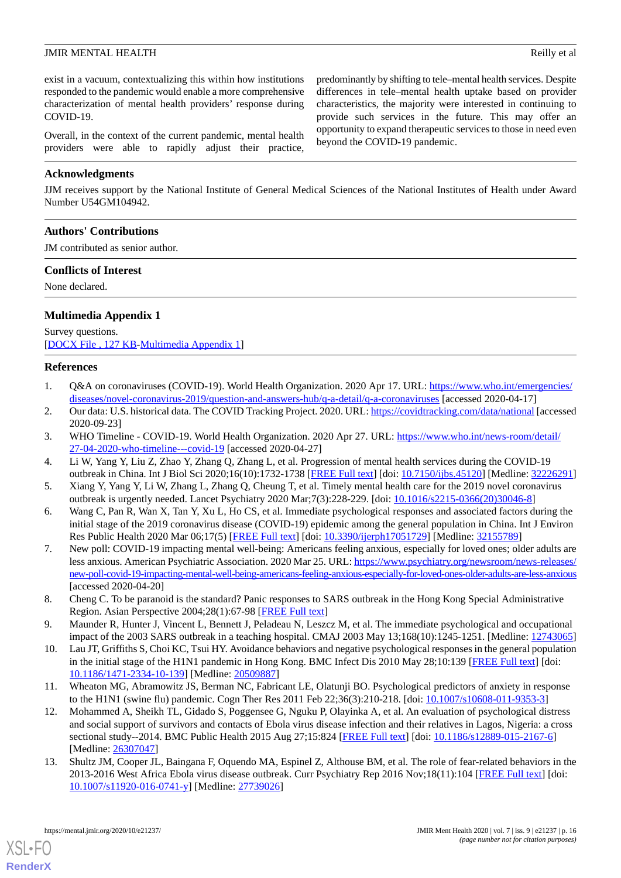exist in a vacuum, contextualizing this within how institutions responded to the pandemic would enable a more comprehensive characterization of mental health providers' response during COVID-19.

Overall, in the context of the current pandemic, mental health providers were able to rapidly adjust their practice, predominantly by shifting to tele–mental health services. Despite differences in tele–mental health uptake based on provider characteristics, the majority were interested in continuing to provide such services in the future. This may offer an opportunity to expand therapeutic services to those in need even beyond the COVID-19 pandemic.

## Acknowledgments

JJM receives support by the National Institute of General Medical Sciences of the National Institutes of Health under Award Number U54GM104942.

## Authors' Contributions

JM contributed as senior author.

## Conflicts of Interest

None declared.

## Multimedia Appendix 1

Survey questions.
[DOCX File , 127 KB-Multimedia Appendix 1]

## References

1. Q&A on coronaviruses (COVID-19). World Health Organization. 2020 Apr 17. URL: https://www.who.int/emergencies/diseases/novel-coronavirus-2019/question-and-answers-hub/q-a-detail/q-a-coronaviruses [accessed 2020-04-17]
2. Our data: U.S. historical data. The COVID Tracking Project. 2020. URL: https://covidtracking.com/data/national [accessed 2020-09-23]
3. WHO Timeline - COVID-19. World Health Organization. 2020 Apr 27. URL: https://www.who.int/news-room/detail/27-04-2020-who-timeline---covid-19 [accessed 2020-04-27]
4. Li W, Yang Y, Liu Z, Zhao Y, Zhang Q, Zhang L, et al. Progression of mental health services during the COVID-19 outbreak in China. Int J Biol Sci 2020;16(10):1732-1738 [FREE Full text] [doi: 10.7150/ijbs.45120] [Medline: 32226291]
5. Xiang Y, Yang Y, Li W, Zhang L, Zhang Q, Cheung T, et al. Timely mental health care for the 2019 novel coronavirus outbreak is urgently needed. Lancet Psychiatry 2020 Mar;7(3):228-229. [doi: 10.1016/s2215-0366(20)30046-8]
6. Wang C, Pan R, Wan X, Tan Y, Xu L, Ho CS, et al. Immediate psychological responses and associated factors during the initial stage of the 2019 coronavirus disease (COVID-19) epidemic among the general population in China. Int J Environ Res Public Health 2020 Mar 06;17(5) [FREE Full text] [doi: 10.3390/ijerph17051729] [Medline: 32155789]
7. New poll: COVID-19 impacting mental well-being: Americans feeling anxious, especially for loved ones; older adults are less anxious. American Psychiatric Association. 2020 Mar 25. URL: https://www.psychiatry.org/newsroom/news-releases/new-poll-covid-19-impacting-mental-well-being-americans-feeling-anxious-especially-for-loved-ones-older-adults-are-less-anxious [accessed 2020-04-20]
8. Cheng C. To be paranoid is the standard? Panic responses to SARS outbreak in the Hong Kong Special Administrative Region. Asian Perspective 2004;28(1):67-98 [FREE Full text]
9. Maunder R, Hunter J, Vincent L, Bennett J, Peladeau N, Leszcz M, et al. The immediate psychological and occupational impact of the 2003 SARS outbreak in a teaching hospital. CMAJ 2003 May 13;168(10):1245-1251. [Medline: 12743065]
10. Lau JT, Griffiths S, Choi KC, Tsui HY. Avoidance behaviors and negative psychological responses in the general population in the initial stage of the H1N1 pandemic in Hong Kong. BMC Infect Dis 2010 May 28;10:139 [FREE Full text] [doi: 10.1186/1471-2334-10-139] [Medline: 20509887]
11. Wheaton MG, Abramowitz JS, Berman NC, Fabricant LE, Olatunji BO. Psychological predictors of anxiety in response to the H1N1 (swine flu) pandemic. Cogn Ther Res 2011 Feb 22;36(3):210-218. [doi: 10.1007/s10608-011-9353-3]
12. Mohammed A, Sheikh TL, Gidado S, Poggensee G, Nguku P, Olayinka A, et al. An evaluation of psychological distress and social support of survivors and contacts of Ebola virus disease infection and their relatives in Lagos, Nigeria: a cross sectional study--2014. BMC Public Health 2015 Aug 27;15:824 [FREE Full text] [doi: 10.1186/s12889-015-2167-6] [Medline: 26307047]
13. Shultz JM, Cooper JL, Baingana F, Oquendo MA, Espinel Z, Althouse BM, et al. The role of fear-related behaviors in the 2013-2016 West Africa Ebola virus disease outbreak. Curr Psychiatry Rep 2016 Nov;18(11):104 [FREE Full text] [doi: 10.1007/s11920-016-0741-y] [Medline: 27739026]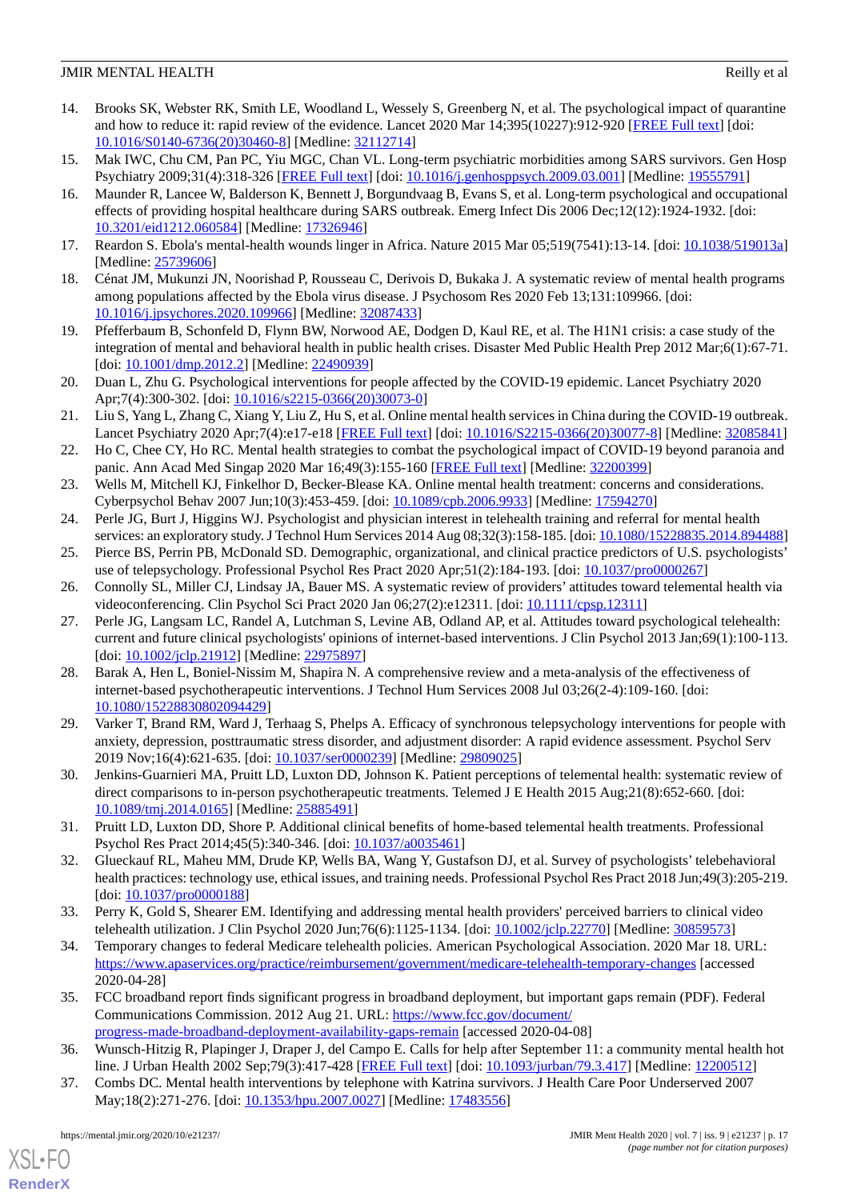14. Brooks SK, Webster RK, Smith LE, Woodland L, Wessely S, Greenberg N, et al. The psychological impact of quarantine and how to reduce it: rapid review of the evidence. Lancet 2020 Mar 14;395(10227):912-920 [FREE Full text] [doi: 10.1016/S0140-6736(20)30460-8] [Medline: 32112714]
15. Mak IWC, Chu CM, Pan PC, Yiu MGC, Chan VL. Long-term psychiatric morbidities among SARS survivors. Gen Hosp Psychiatry 2009;31(4):318-326 [FREE Full text] [doi: 10.1016/j.genhosppsych.2009.03.001] [Medline: 19555791]
16. Maunder R, Lancee W, Balderson K, Bennett J, Borgundvaag B, Evans S, et al. Long-term psychological and occupational effects of providing hospital healthcare during SARS outbreak. Emerg Infect Dis 2006 Dec;12(12):1924-1932. [doi: 10.3201/eid1212.060584] [Medline: 17326946]
17. Reardon S. Ebola's mental-health wounds linger in Africa. Nature 2015 Mar 05;519(7541):13-14. [doi: 10.1038/519013a] [Medline: 25739606]
18. Cénat JM, Mukunzi JN, Noorishad P, Rousseau C, Derivois D, Bukaka J. A systematic review of mental health programs among populations affected by the Ebola virus disease. J Psychosom Res 2020 Feb 13;131:109966. [doi: 10.1016/j.jpsychores.2020.109966] [Medline: 32087433]
19. Pfefferbaum B, Schonfeld D, Flynn BW, Norwood AE, Dodgen D, Kaul RE, et al. The H1N1 crisis: a case study of the integration of mental and behavioral health in public health crises. Disaster Med Public Health Prep 2012 Mar;6(1):67-71. [doi: 10.1001/dmp.2012.2] [Medline: 22490939]
20. Duan L, Zhu G. Psychological interventions for people affected by the COVID-19 epidemic. Lancet Psychiatry 2020 Apr;7(4):300-302. [doi: 10.1016/s2215-0366(20)30073-0]
21. Liu S, Yang L, Zhang C, Xiang Y, Liu Z, Hu S, et al. Online mental health services in China during the COVID-19 outbreak. Lancet Psychiatry 2020 Apr;7(4):e17-e18 [FREE Full text] [doi: 10.1016/S2215-0366(20)30077-8] [Medline: 32085841]
22. Ho C, Chee CY, Ho RC. Mental health strategies to combat the psychological impact of COVID-19 beyond paranoia and panic. Ann Acad Med Singap 2020 Mar 16;49(3):155-160 [FREE Full text] [Medline: 32200399]
23. Wells M, Mitchell KJ, Finkelhor D, Becker-Blease KA. Online mental health treatment: concerns and considerations. Cyberpsychol Behav 2007 Jun;10(3):453-459. [doi: 10.1089/cpb.2006.9933] [Medline: 17594270]
24. Perle JG, Burt J, Higgins WJ. Psychologist and physician interest in telehealth training and referral for mental health services: an exploratory study. J Technol Hum Services 2014 Aug 08;32(3):158-185. [doi: 10.1080/15228835.2014.894488]
25. Pierce BS, Perrin PB, McDonald SD. Demographic, organizational, and clinical practice predictors of U.S. psychologists' use of telepsychology. Professional Psychol Res Pract 2020 Apr;51(2):184-193. [doi: 10.1037/pro0000267]
26. Connolly SL, Miller CJ, Lindsay JA, Bauer MS. A systematic review of providers' attitudes toward telemental health via videoconferencing. Clin Psychol Sci Pract 2020 Jan 06;27(2):e12311. [doi: 10.1111/cpsp.12311]
27. Perle JG, Langsam LC, Randel A, Lutchman S, Levine AB, Odland AP, et al. Attitudes toward psychological telehealth: current and future clinical psychologists' opinions of internet-based interventions. J Clin Psychol 2013 Jan;69(1):100-113. [doi: 10.1002/jclp.21912] [Medline: 22975897]
28. Barak A, Hen L, Boniel-Nissim M, Shapira N. A comprehensive review and a meta-analysis of the effectiveness of internet-based psychotherapeutic interventions. J Technol Hum Services 2008 Jul 03;26(2-4):109-160. [doi: 10.1080/15228830802094429]
29. Varker T, Brand RM, Ward J, Terhaag S, Phelps A. Efficacy of synchronous telepsychology interventions for people with anxiety, depression, posttraumatic stress disorder, and adjustment disorder: A rapid evidence assessment. Psychol Serv 2019 Nov;16(4):621-635. [doi: 10.1037/ser0000239] [Medline: 29809025]
30. Jenkins-Guarnieri MA, Pruitt LD, Luxton DD, Johnson K. Patient perceptions of telemental health: systematic review of direct comparisons to in-person psychotherapeutic treatments. Telemed J E Health 2015 Aug;21(8):652-660. [doi: 10.1089/tmj.2014.0165] [Medline: 25885491]
31. Pruitt LD, Luxton DD, Shore P. Additional clinical benefits of home-based telemental health treatments. Professional Psychol Res Pract 2014;45(5):340-346. [doi: 10.1037/a0035461]
32. Glueckauf RL, Maheu MM, Drude KP, Wells BA, Wang Y, Gustafson DJ, et al. Survey of psychologists' telebehavioral health practices: technology use, ethical issues, and training needs. Professional Psychol Res Pract 2018 Jun;49(3):205-219. [doi: 10.1037/pro0000188]
33. Perry K, Gold S, Shearer EM. Identifying and addressing mental health providers' perceived barriers to clinical video telehealth utilization. J Clin Psychol 2020 Jun;76(6):1125-1134. [doi: 10.1002/jclp.22770] [Medline: 30859573]
34. Temporary changes to federal Medicare telehealth policies. American Psychological Association. 2020 Mar 18. URL: https://www.apaservices.org/practice/reimbursement/government/medicare-telehealth-temporary-changes [accessed 2020-04-28]
35. FCC broadband report finds significant progress in broadband deployment, but important gaps remain (PDF). Federal Communications Commission. 2012 Aug 21. URL: https://www.fcc.gov/document/progress-made-broadband-deployment-availability-gaps-remain [accessed 2020-04-08]
36. Wunsch-Hitzig R, Plapinger J, Draper J, del Campo E. Calls for help after September 11: a community mental health hot line. J Urban Health 2002 Sep;79(3):417-428 [FREE Full text] [doi: 10.1093/jurban/79.3.417] [Medline: 12200512]
37. Combs DC. Mental health interventions by telephone with Katrina survivors. J Health Care Poor Underserved 2007 May;18(2):271-276. [doi: 10.1353/hpu.2007.0027] [Medline: 17483556]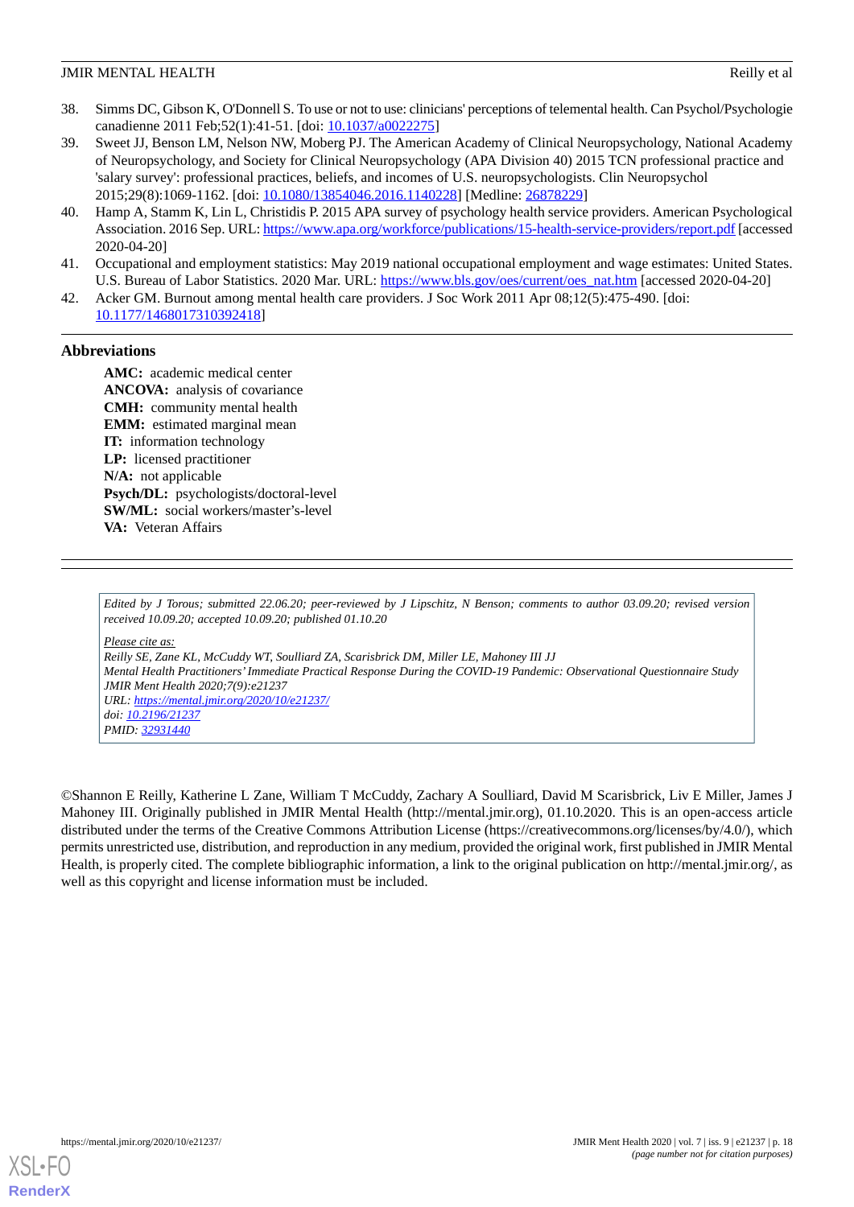38. Simms DC, Gibson K, O'Donnell S. To use or not to use: clinicians' perceptions of telemental health. Can Psychol/Psychologie canadienne 2011 Feb;52(1):41-51. [doi: 10.1037/a0022275]
39. Sweet JJ, Benson LM, Nelson NW, Moberg PJ. The American Academy of Clinical Neuropsychology, National Academy of Neuropsychology, and Society for Clinical Neuropsychology (APA Division 40) 2015 TCN professional practice and 'salary survey': professional practices, beliefs, and incomes of U.S. neuropsychologists. Clin Neuropsychol 2015;29(8):1069-1162. [doi: 10.1080/13854046.2016.1140228] [Medline: 26878229]
40. Hamp A, Stamm K, Lin L, Christidis P. 2015 APA survey of psychology health service providers. American Psychological Association. 2016 Sep. URL: https://www.apa.org/workforce/publications/15-health-service-providers/report.pdf [accessed 2020-04-20]
41. Occupational and employment statistics: May 2019 national occupational employment and wage estimates: United States. U.S. Bureau of Labor Statistics. 2020 Mar. URL: https://www.bls.gov/oes/current/oes_nat.htm [accessed 2020-04-20]
42. Acker GM. Burnout among mental health care providers. J Soc Work 2011 Apr 08;12(5):475-490. [doi: 10.1177/1468017310392418]

## Abbreviations

**AMC:** academic medical center
**ANCOVA:** analysis of covariance
**CMH:** community mental health
**EMM:** estimated marginal mean
**IT:** information technology
**LP:** licensed practitioner
**N/A:** not applicable
**Psych/DL:** psychologists/doctoral-level
**SW/ML:** social workers/master's-level
**VA:** Veteran Affairs

*Edited by J Torous; submitted 22.06.20; peer-reviewed by J Lipschitz, N Benson; comments to author 03.09.20; revised version received 10.09.20; accepted 10.09.20; published 01.10.20*

*Please cite as:*
*Reilly SE, Zane KL, McCuddy WT, Soulliard ZA, Scarisbrick DM, Miller LE, Mahoney III JJ*
*Mental Health Practitioners' Immediate Practical Response During the COVID-19 Pandemic: Observational Questionnaire Study*
*JMIR Ment Health 2020;7(9):e21237*
*URL: https://mental.jmir.org/2020/10/e21237/*
*doi: 10.2196/21237*
*PMID: 32931440*

©Shannon E Reilly, Katherine L Zane, William T McCuddy, Zachary A Soulliard, David M Scarisbrick, Liv E Miller, James J Mahoney III. Originally published in JMIR Mental Health (http://mental.jmir.org), 01.10.2020. This is an open-access article distributed under the terms of the Creative Commons Attribution License (https://creativecommons.org/licenses/by/4.0/), which permits unrestricted use, distribution, and reproduction in any medium, provided the original work, first published in JMIR Mental Health, is properly cited. The complete bibliographic information, a link to the original publication on http://mental.jmir.org/, as well as this copyright and license information must be included.